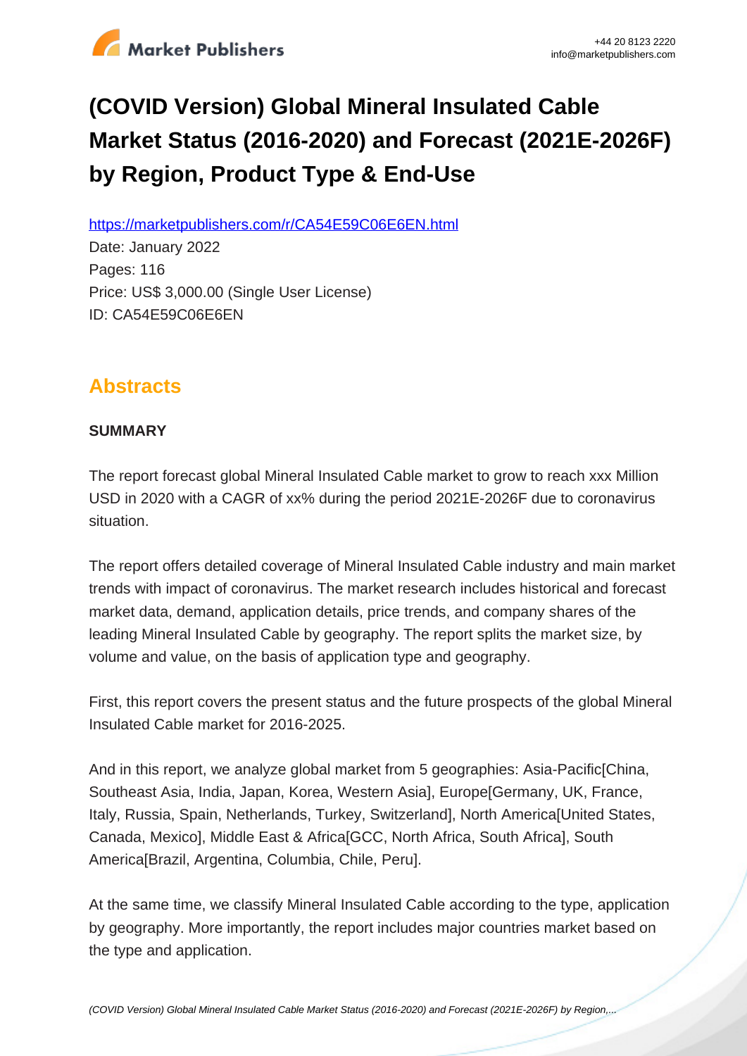# (COVID Version) Global Mineral Insulated Cable Market Status (2016-2020) and Forecast (2021E-2026F) by Region, Product Type & End-Use

https://marketpublishers.com/r/CA54E59C06E6EN.html

Date: January 2022

Pages: 116

Price: US$ 3,000.00 (Single User License)

ID: CA54E59C06E6EN

## Abstracts

**SUMMARY**

The report forecast global Mineral Insulated Cable market to grow to reach xxx Million USD in 2020 with a CAGR of xx% during the period 2021E-2026F due to coronavirus situation.

The report offers detailed coverage of Mineral Insulated Cable industry and main market trends with impact of coronavirus. The market research includes historical and forecast market data, demand, application details, price trends, and company shares of the leading Mineral Insulated Cable by geography. The report splits the market size, by volume and value, on the basis of application type and geography.

First, this report covers the present status and the future prospects of the global Mineral Insulated Cable market for 2016-2025.

And in this report, we analyze global market from 5 geographies: Asia-Pacific[China, Southeast Asia, India, Japan, Korea, Western Asia], Europe[Germany, UK, France, Italy, Russia, Spain, Netherlands, Turkey, Switzerland], North America[United States, Canada, Mexico], Middle East & Africa[GCC, North Africa, South Africa], South America[Brazil, Argentina, Columbia, Chile, Peru].

At the same time, we classify Mineral Insulated Cable according to the type, application by geography. More importantly, the report includes major countries market based on the type and application.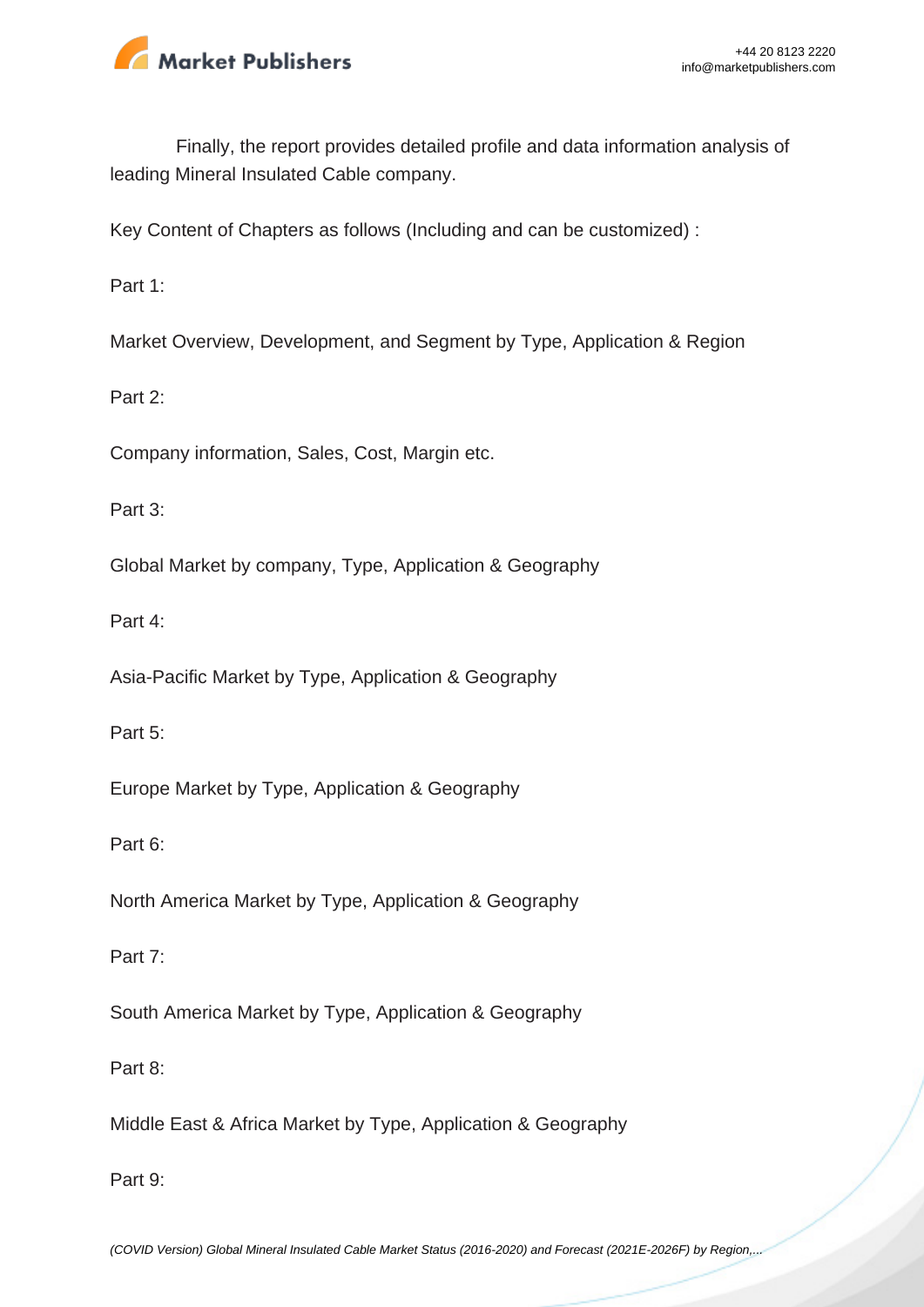Finally, the report provides detailed profile and data information analysis of leading Mineral Insulated Cable company.

Key Content of Chapters as follows (Including and can be customized) :

Part 1:

Market Overview, Development, and Segment by Type, Application & Region

Part 2:

Company information, Sales, Cost, Margin etc.

Part 3:

Global Market by company, Type, Application & Geography

Part 4:

Asia-Pacific Market by Type, Application & Geography

Part 5:

Europe Market by Type, Application & Geography

Part 6:

North America Market by Type, Application & Geography

Part 7:

South America Market by Type, Application & Geography

Part 8:

Middle East & Africa Market by Type, Application & Geography

Part 9: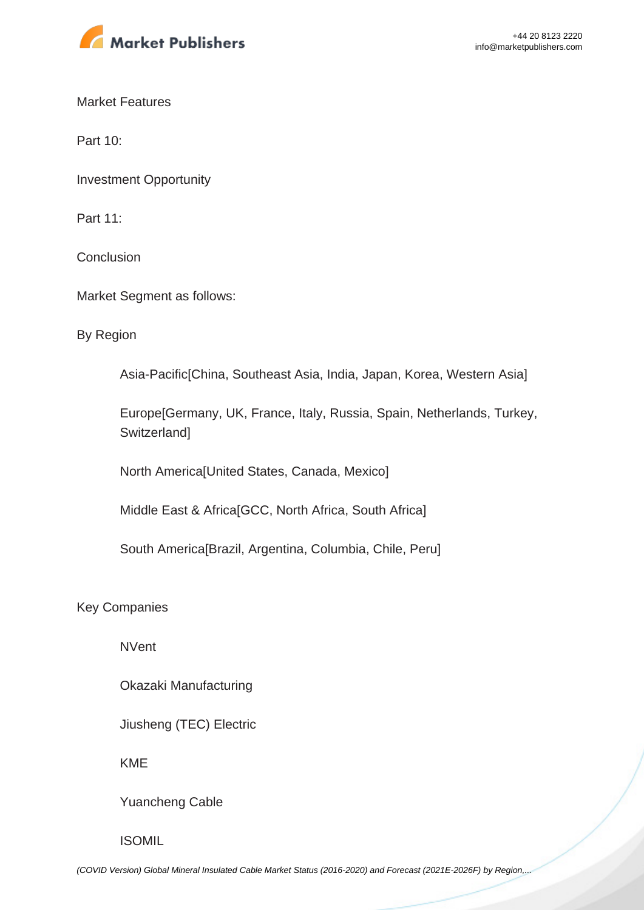Market Features

Part 10:

Investment Opportunity

Part 11:

Conclusion

Market Segment as follows:

By Region

- Asia-Pacific[China, Southeast Asia, India, Japan, Korea, Western Asia]
- Europe[Germany, UK, France, Italy, Russia, Spain, Netherlands, Turkey, Switzerland]
- North America[United States, Canada, Mexico]
- Middle East & Africa[GCC, North Africa, South Africa]
- South America[Brazil, Argentina, Columbia, Chile, Peru]

Key Companies

- NVent
- Okazaki Manufacturing
- Jiusheng (TEC) Electric
- KME
- Yuancheng Cable
- ISOMIL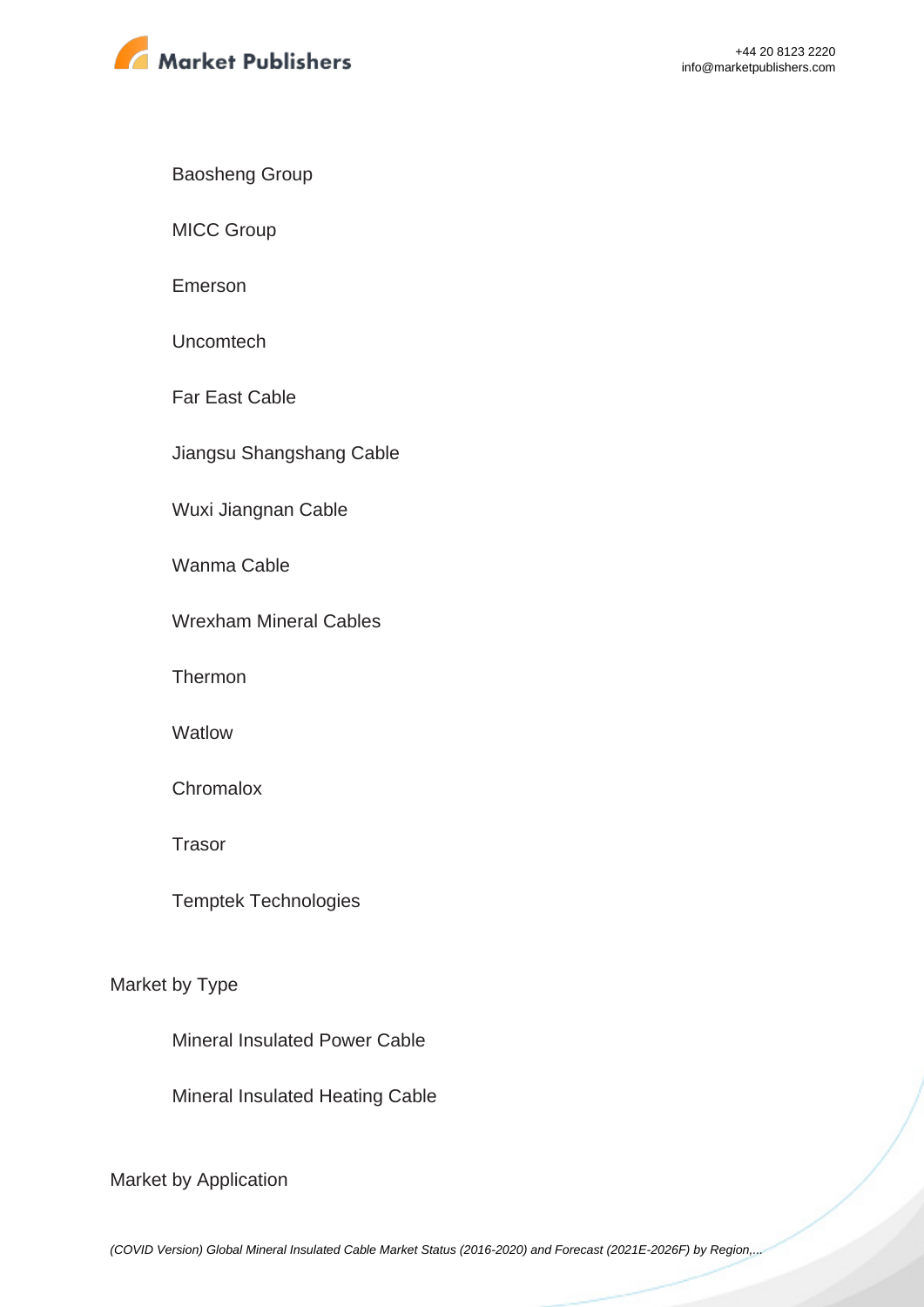- Baosheng Group
- MICC Group
- Emerson
- Uncomtech
- Far East Cable
- Jiangsu Shangshang Cable
- Wuxi Jiangnan Cable
- Wanma Cable
- Wrexham Mineral Cables
- Thermon
- Watlow
- Chromalox
- Trasor
- Temptek Technologies

Market by Type

- Mineral Insulated Power Cable
- Mineral Insulated Heating Cable

Market by Application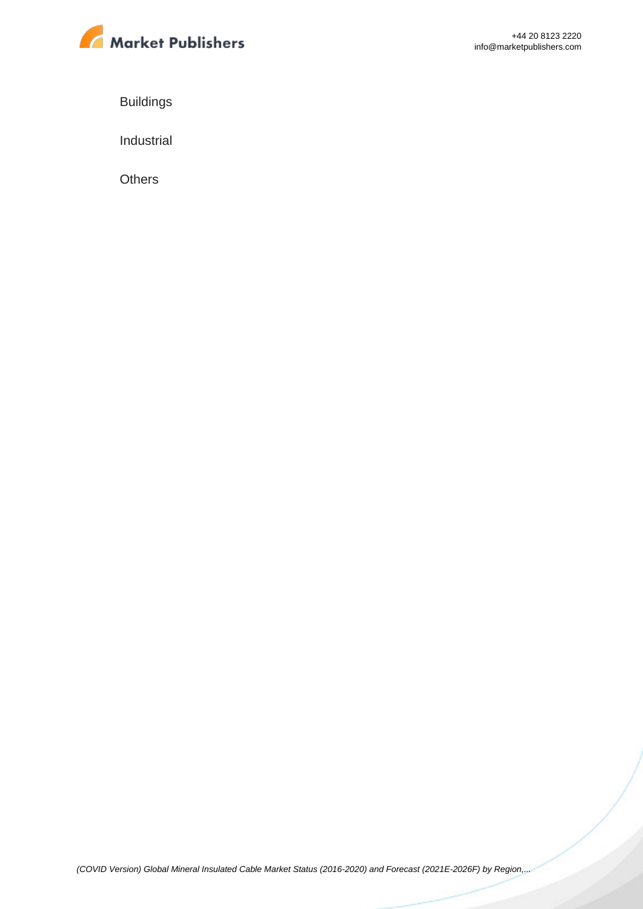Buildings

Industrial

Others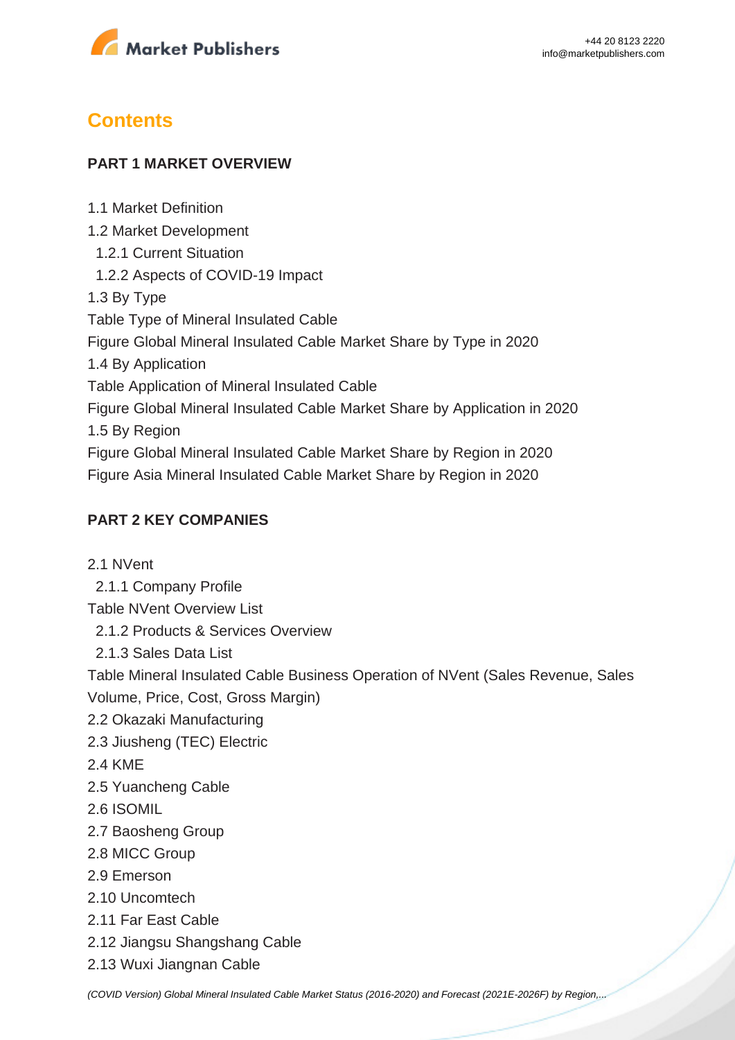## Contents

### PART 1 MARKET OVERVIEW

1.1 Market Definition
1.2 Market Development
  1.2.1 Current Situation
  1.2.2 Aspects of COVID-19 Impact
1.3 By Type
Table Type of Mineral Insulated Cable
Figure Global Mineral Insulated Cable Market Share by Type in 2020
1.4 By Application
Table Application of Mineral Insulated Cable
Figure Global Mineral Insulated Cable Market Share by Application in 2020
1.5 By Region
Figure Global Mineral Insulated Cable Market Share by Region in 2020
Figure Asia Mineral Insulated Cable Market Share by Region in 2020

### PART 2 KEY COMPANIES

2.1 NVent
  2.1.1 Company Profile
Table NVent Overview List
  2.1.2 Products & Services Overview
  2.1.3 Sales Data List
Table Mineral Insulated Cable Business Operation of NVent (Sales Revenue, Sales Volume, Price, Cost, Gross Margin)
2.2 Okazaki Manufacturing
2.3 Jiusheng (TEC) Electric
2.4 KME
2.5 Yuancheng Cable
2.6 ISOMIL
2.7 Baosheng Group
2.8 MICC Group
2.9 Emerson
2.10 Uncomtech
2.11 Far East Cable
2.12 Jiangsu Shangshang Cable
2.13 Wuxi Jiangnan Cable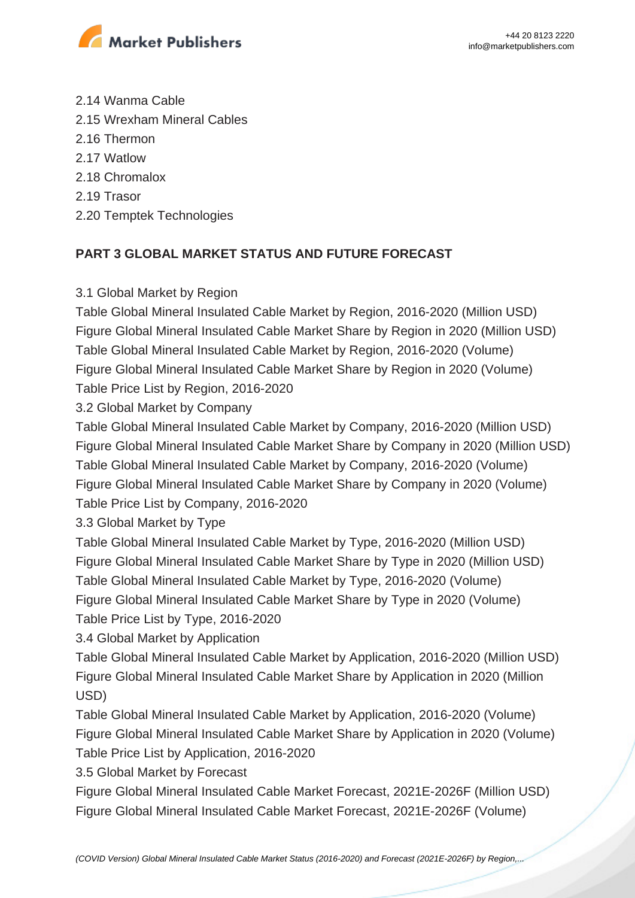2.14 Wanma Cable
2.15 Wrexham Mineral Cables
2.16 Thermon
2.17 Watlow
2.18 Chromalox
2.19 Trasor
2.20 Temptek Technologies

**PART 3 GLOBAL MARKET STATUS AND FUTURE FORECAST**

3.1 Global Market by Region
Table Global Mineral Insulated Cable Market by Region, 2016-2020 (Million USD)
Figure Global Mineral Insulated Cable Market Share by Region in 2020 (Million USD)
Table Global Mineral Insulated Cable Market by Region, 2016-2020 (Volume)
Figure Global Mineral Insulated Cable Market Share by Region in 2020 (Volume)
Table Price List by Region, 2016-2020
3.2 Global Market by Company
Table Global Mineral Insulated Cable Market by Company, 2016-2020 (Million USD)
Figure Global Mineral Insulated Cable Market Share by Company in 2020 (Million USD)
Table Global Mineral Insulated Cable Market by Company, 2016-2020 (Volume)
Figure Global Mineral Insulated Cable Market Share by Company in 2020 (Volume)
Table Price List by Company, 2016-2020
3.3 Global Market by Type
Table Global Mineral Insulated Cable Market by Type, 2016-2020 (Million USD)
Figure Global Mineral Insulated Cable Market Share by Type in 2020 (Million USD)
Table Global Mineral Insulated Cable Market by Type, 2016-2020 (Volume)
Figure Global Mineral Insulated Cable Market Share by Type in 2020 (Volume)
Table Price List by Type, 2016-2020
3.4 Global Market by Application
Table Global Mineral Insulated Cable Market by Application, 2016-2020 (Million USD)
Figure Global Mineral Insulated Cable Market Share by Application in 2020 (Million USD)
Table Global Mineral Insulated Cable Market by Application, 2016-2020 (Volume)
Figure Global Mineral Insulated Cable Market Share by Application in 2020 (Volume)
Table Price List by Application, 2016-2020
3.5 Global Market by Forecast
Figure Global Mineral Insulated Cable Market Forecast, 2021E-2026F (Million USD)
Figure Global Mineral Insulated Cable Market Forecast, 2021E-2026F (Volume)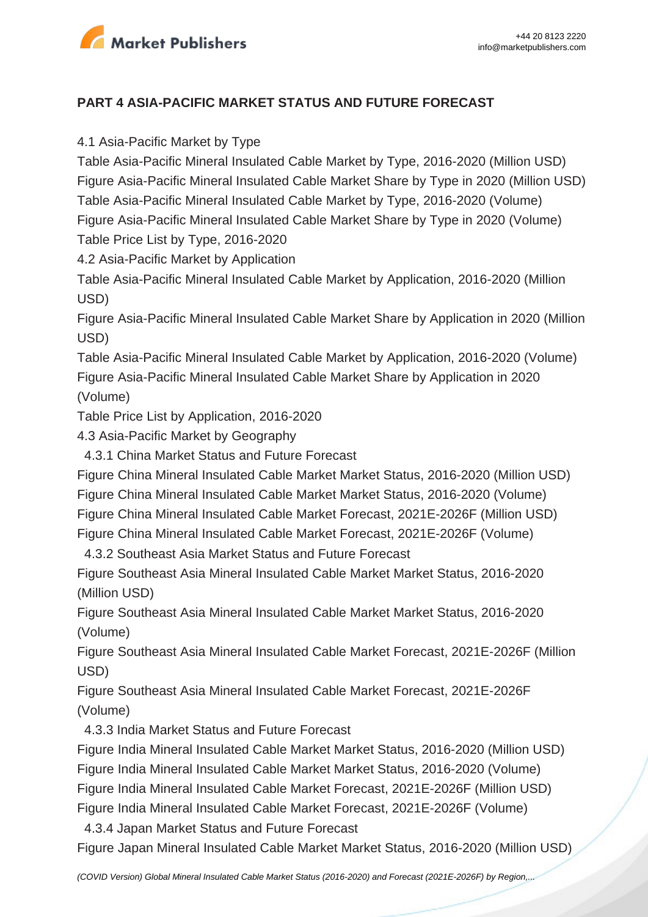**PART 4 ASIA-PACIFIC MARKET STATUS AND FUTURE FORECAST**

4.1 Asia-Pacific Market by Type

Table Asia-Pacific Mineral Insulated Cable Market by Type, 2016-2020 (Million USD)
Figure Asia-Pacific Mineral Insulated Cable Market Share by Type in 2020 (Million USD)
Table Asia-Pacific Mineral Insulated Cable Market by Type, 2016-2020 (Volume)
Figure Asia-Pacific Mineral Insulated Cable Market Share by Type in 2020 (Volume)
Table Price List by Type, 2016-2020

4.2 Asia-Pacific Market by Application

Table Asia-Pacific Mineral Insulated Cable Market by Application, 2016-2020 (Million USD)
Figure Asia-Pacific Mineral Insulated Cable Market Share by Application in 2020 (Million USD)
Table Asia-Pacific Mineral Insulated Cable Market by Application, 2016-2020 (Volume)
Figure Asia-Pacific Mineral Insulated Cable Market Share by Application in 2020 (Volume)
Table Price List by Application, 2016-2020

4.3 Asia-Pacific Market by Geography

4.3.1 China Market Status and Future Forecast

Figure China Mineral Insulated Cable Market Market Status, 2016-2020 (Million USD)
Figure China Mineral Insulated Cable Market Market Status, 2016-2020 (Volume)
Figure China Mineral Insulated Cable Market Forecast, 2021E-2026F (Million USD)
Figure China Mineral Insulated Cable Market Forecast, 2021E-2026F (Volume)

4.3.2 Southeast Asia Market Status and Future Forecast

Figure Southeast Asia Mineral Insulated Cable Market Market Status, 2016-2020 (Million USD)
Figure Southeast Asia Mineral Insulated Cable Market Market Status, 2016-2020 (Volume)
Figure Southeast Asia Mineral Insulated Cable Market Forecast, 2021E-2026F (Million USD)
Figure Southeast Asia Mineral Insulated Cable Market Forecast, 2021E-2026F (Volume)

4.3.3 India Market Status and Future Forecast

Figure India Mineral Insulated Cable Market Market Status, 2016-2020 (Million USD)
Figure India Mineral Insulated Cable Market Market Status, 2016-2020 (Volume)
Figure India Mineral Insulated Cable Market Forecast, 2021E-2026F (Million USD)
Figure India Mineral Insulated Cable Market Forecast, 2021E-2026F (Volume)

4.3.4 Japan Market Status and Future Forecast

Figure Japan Mineral Insulated Cable Market Market Status, 2016-2020 (Million USD)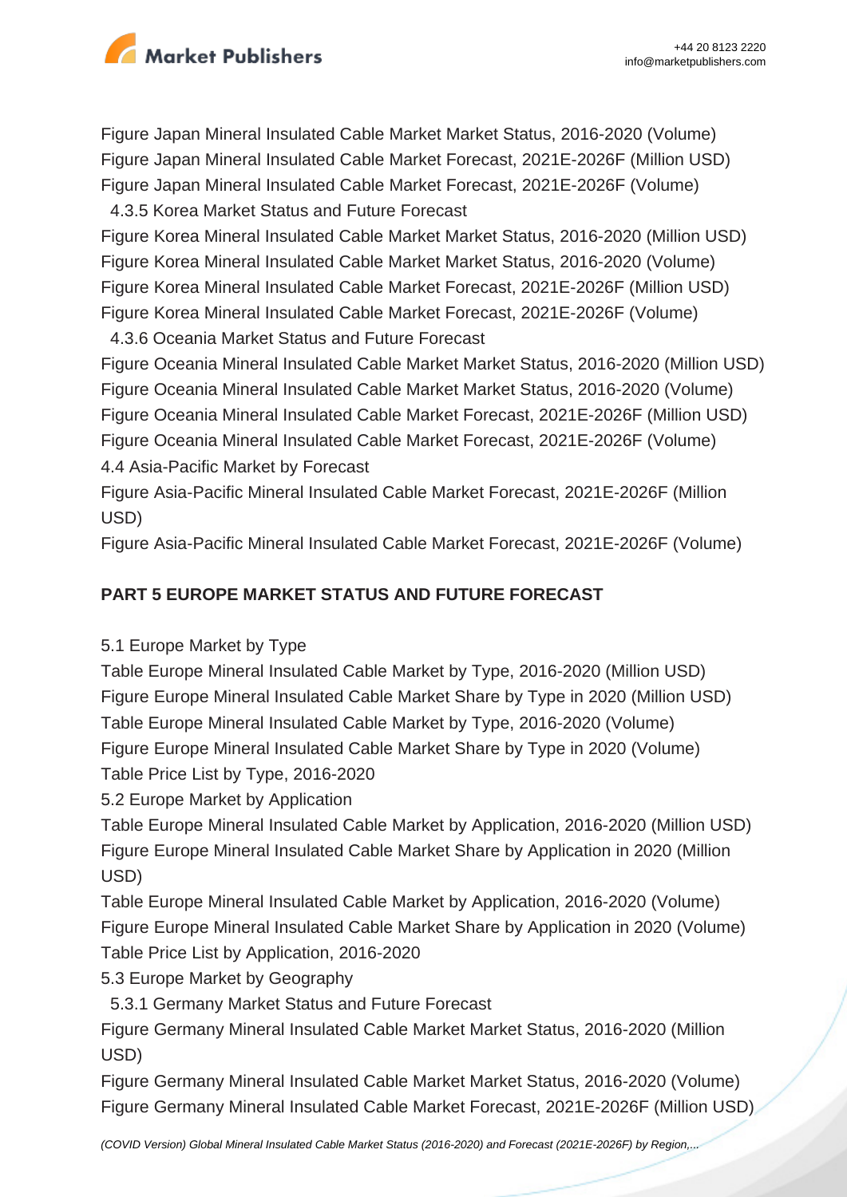Figure Japan Mineral Insulated Cable Market Market Status, 2016-2020 (Volume)
Figure Japan Mineral Insulated Cable Market Forecast, 2021E-2026F (Million USD)
Figure Japan Mineral Insulated Cable Market Forecast, 2021E-2026F (Volume)
 4.3.5 Korea Market Status and Future Forecast
Figure Korea Mineral Insulated Cable Market Market Status, 2016-2020 (Million USD)
Figure Korea Mineral Insulated Cable Market Market Status, 2016-2020 (Volume)
Figure Korea Mineral Insulated Cable Market Forecast, 2021E-2026F (Million USD)
Figure Korea Mineral Insulated Cable Market Forecast, 2021E-2026F (Volume)
 4.3.6 Oceania Market Status and Future Forecast
Figure Oceania Mineral Insulated Cable Market Market Status, 2016-2020 (Million USD)
Figure Oceania Mineral Insulated Cable Market Market Status, 2016-2020 (Volume)
Figure Oceania Mineral Insulated Cable Market Forecast, 2021E-2026F (Million USD)
Figure Oceania Mineral Insulated Cable Market Forecast, 2021E-2026F (Volume)
4.4 Asia-Pacific Market by Forecast
Figure Asia-Pacific Mineral Insulated Cable Market Forecast, 2021E-2026F (Million USD)
Figure Asia-Pacific Mineral Insulated Cable Market Forecast, 2021E-2026F (Volume)

**PART 5 EUROPE MARKET STATUS AND FUTURE FORECAST**

5.1 Europe Market by Type
Table Europe Mineral Insulated Cable Market by Type, 2016-2020 (Million USD)
Figure Europe Mineral Insulated Cable Market Share by Type in 2020 (Million USD)
Table Europe Mineral Insulated Cable Market by Type, 2016-2020 (Volume)
Figure Europe Mineral Insulated Cable Market Share by Type in 2020 (Volume)
Table Price List by Type, 2016-2020
5.2 Europe Market by Application
Table Europe Mineral Insulated Cable Market by Application, 2016-2020 (Million USD)
Figure Europe Mineral Insulated Cable Market Share by Application in 2020 (Million USD)
Table Europe Mineral Insulated Cable Market by Application, 2016-2020 (Volume)
Figure Europe Mineral Insulated Cable Market Share by Application in 2020 (Volume)
Table Price List by Application, 2016-2020
5.3 Europe Market by Geography
 5.3.1 Germany Market Status and Future Forecast
Figure Germany Mineral Insulated Cable Market Market Status, 2016-2020 (Million USD)
Figure Germany Mineral Insulated Cable Market Market Status, 2016-2020 (Volume)
Figure Germany Mineral Insulated Cable Market Forecast, 2021E-2026F (Million USD)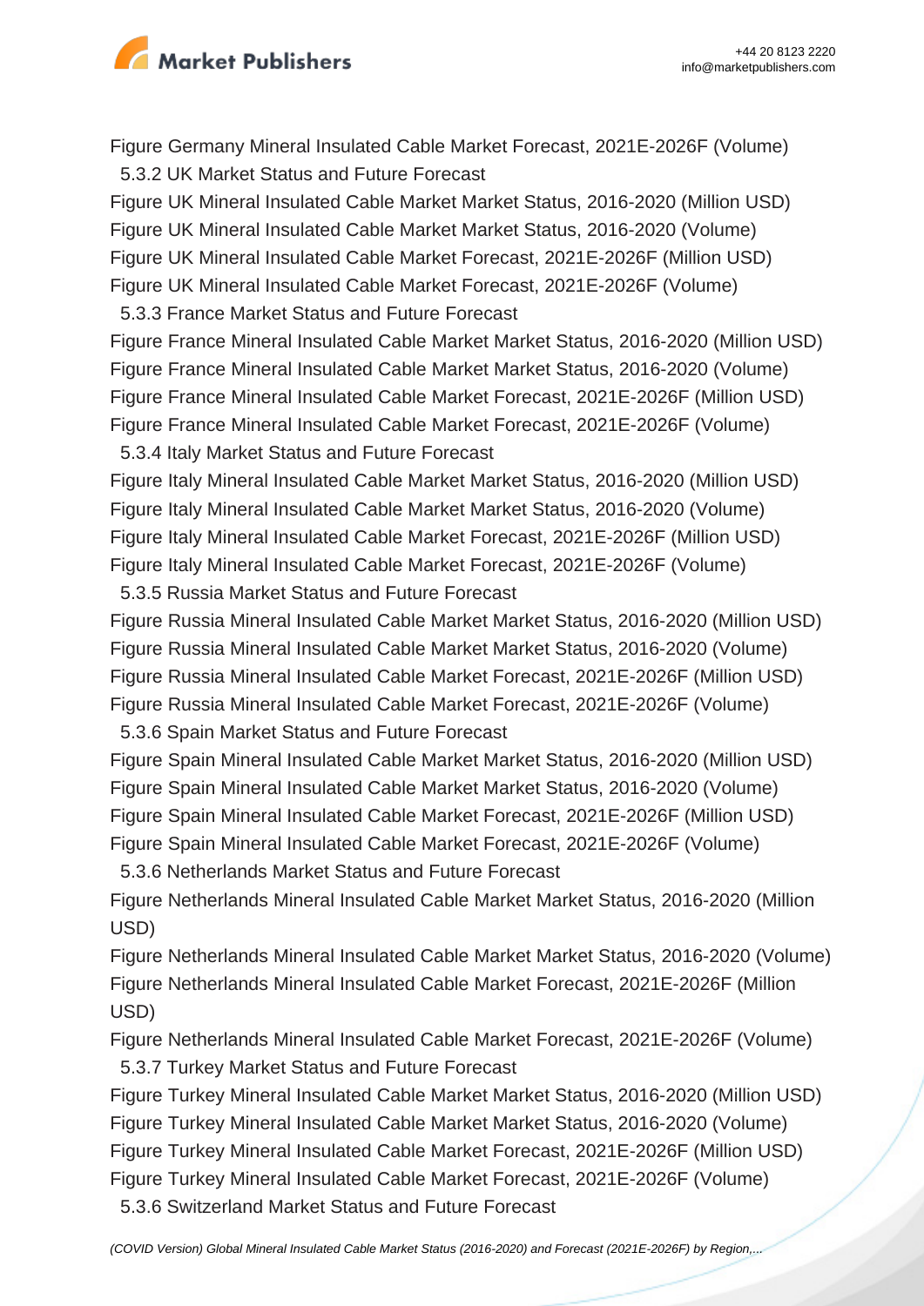Figure Germany Mineral Insulated Cable Market Forecast, 2021E-2026F (Volume)

5.3.2 UK Market Status and Future Forecast

Figure UK Mineral Insulated Cable Market Market Status, 2016-2020 (Million USD)
Figure UK Mineral Insulated Cable Market Market Status, 2016-2020 (Volume)
Figure UK Mineral Insulated Cable Market Forecast, 2021E-2026F (Million USD)
Figure UK Mineral Insulated Cable Market Forecast, 2021E-2026F (Volume)

5.3.3 France Market Status and Future Forecast

Figure France Mineral Insulated Cable Market Market Status, 2016-2020 (Million USD)
Figure France Mineral Insulated Cable Market Market Status, 2016-2020 (Volume)
Figure France Mineral Insulated Cable Market Forecast, 2021E-2026F (Million USD)
Figure France Mineral Insulated Cable Market Forecast, 2021E-2026F (Volume)

5.3.4 Italy Market Status and Future Forecast

Figure Italy Mineral Insulated Cable Market Market Status, 2016-2020 (Million USD)
Figure Italy Mineral Insulated Cable Market Market Status, 2016-2020 (Volume)
Figure Italy Mineral Insulated Cable Market Forecast, 2021E-2026F (Million USD)
Figure Italy Mineral Insulated Cable Market Forecast, 2021E-2026F (Volume)

5.3.5 Russia Market Status and Future Forecast

Figure Russia Mineral Insulated Cable Market Market Status, 2016-2020 (Million USD)
Figure Russia Mineral Insulated Cable Market Market Status, 2016-2020 (Volume)
Figure Russia Mineral Insulated Cable Market Forecast, 2021E-2026F (Million USD)
Figure Russia Mineral Insulated Cable Market Forecast, 2021E-2026F (Volume)

5.3.6 Spain Market Status and Future Forecast

Figure Spain Mineral Insulated Cable Market Market Status, 2016-2020 (Million USD)
Figure Spain Mineral Insulated Cable Market Market Status, 2016-2020 (Volume)
Figure Spain Mineral Insulated Cable Market Forecast, 2021E-2026F (Million USD)
Figure Spain Mineral Insulated Cable Market Forecast, 2021E-2026F (Volume)

5.3.6 Netherlands Market Status and Future Forecast

Figure Netherlands Mineral Insulated Cable Market Market Status, 2016-2020 (Million USD)
Figure Netherlands Mineral Insulated Cable Market Market Status, 2016-2020 (Volume)
Figure Netherlands Mineral Insulated Cable Market Forecast, 2021E-2026F (Million USD)
Figure Netherlands Mineral Insulated Cable Market Forecast, 2021E-2026F (Volume)

5.3.7 Turkey Market Status and Future Forecast

Figure Turkey Mineral Insulated Cable Market Market Status, 2016-2020 (Million USD)
Figure Turkey Mineral Insulated Cable Market Market Status, 2016-2020 (Volume)
Figure Turkey Mineral Insulated Cable Market Forecast, 2021E-2026F (Million USD)
Figure Turkey Mineral Insulated Cable Market Forecast, 2021E-2026F (Volume)

5.3.6 Switzerland Market Status and Future Forecast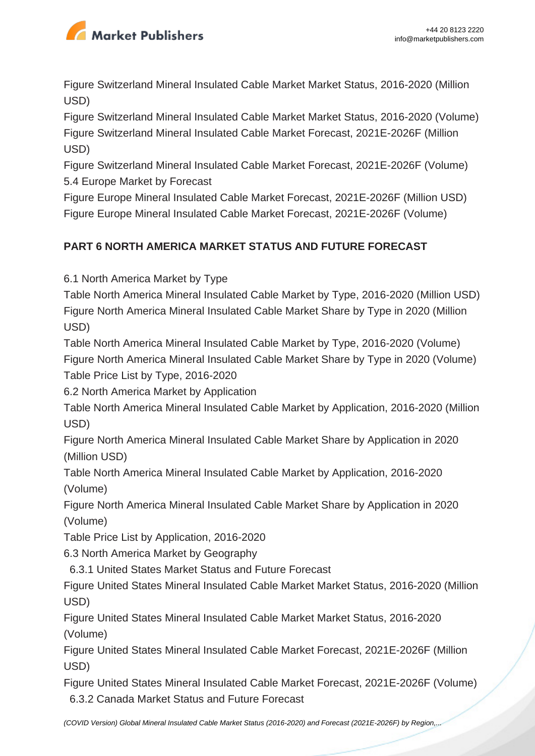Figure Switzerland Mineral Insulated Cable Market Market Status, 2016-2020 (Million USD)

Figure Switzerland Mineral Insulated Cable Market Market Status, 2016-2020 (Volume)

Figure Switzerland Mineral Insulated Cable Market Forecast, 2021E-2026F (Million USD)

Figure Switzerland Mineral Insulated Cable Market Forecast, 2021E-2026F (Volume)

5.4 Europe Market by Forecast

Figure Europe Mineral Insulated Cable Market Forecast, 2021E-2026F (Million USD)

Figure Europe Mineral Insulated Cable Market Forecast, 2021E-2026F (Volume)

**PART 6 NORTH AMERICA MARKET STATUS AND FUTURE FORECAST**

6.1 North America Market by Type

Table North America Mineral Insulated Cable Market by Type, 2016-2020 (Million USD)

Figure North America Mineral Insulated Cable Market Share by Type in 2020 (Million USD)

Table North America Mineral Insulated Cable Market by Type, 2016-2020 (Volume)

Figure North America Mineral Insulated Cable Market Share by Type in 2020 (Volume)

Table Price List by Type, 2016-2020

6.2 North America Market by Application

Table North America Mineral Insulated Cable Market by Application, 2016-2020 (Million USD)

Figure North America Mineral Insulated Cable Market Share by Application in 2020 (Million USD)

Table North America Mineral Insulated Cable Market by Application, 2016-2020 (Volume)

Figure North America Mineral Insulated Cable Market Share by Application in 2020 (Volume)

Table Price List by Application, 2016-2020

6.3 North America Market by Geography

6.3.1 United States Market Status and Future Forecast

Figure United States Mineral Insulated Cable Market Market Status, 2016-2020 (Million USD)

Figure United States Mineral Insulated Cable Market Market Status, 2016-2020 (Volume)

Figure United States Mineral Insulated Cable Market Forecast, 2021E-2026F (Million USD)

Figure United States Mineral Insulated Cable Market Forecast, 2021E-2026F (Volume)

6.3.2 Canada Market Status and Future Forecast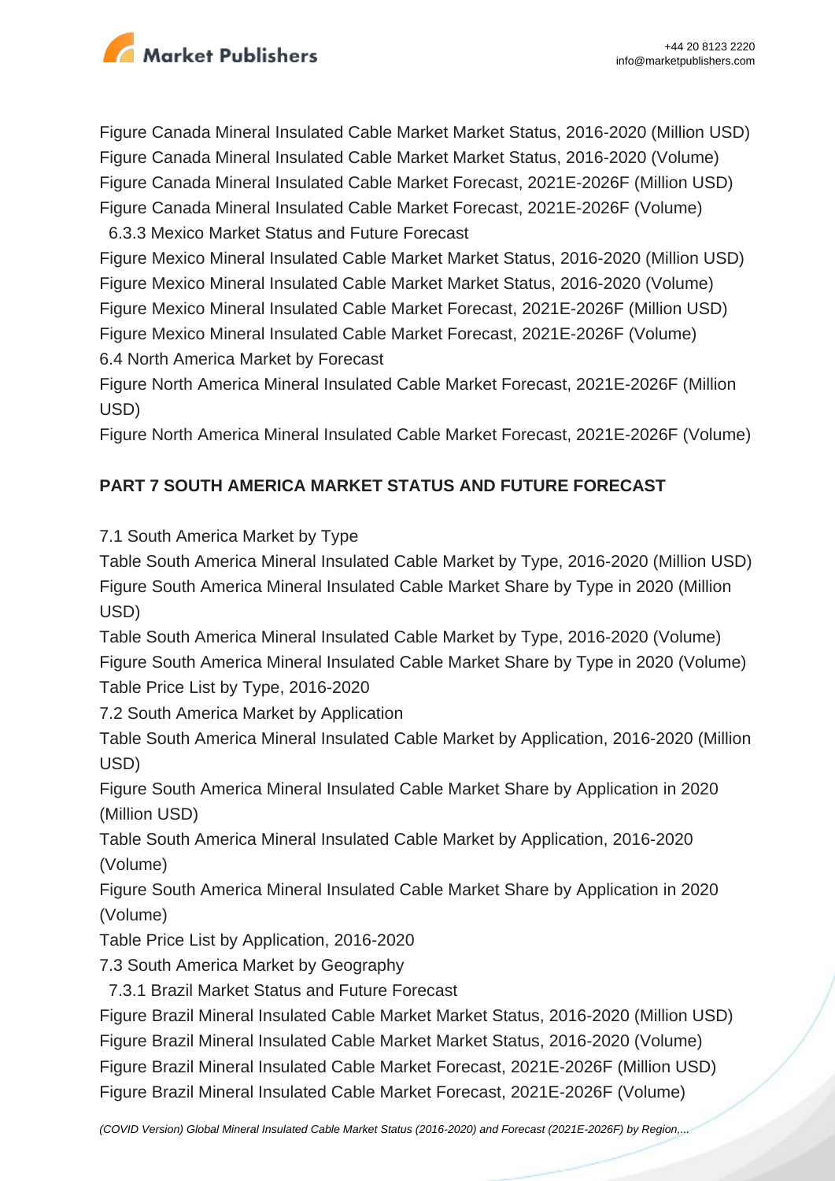Figure Canada Mineral Insulated Cable Market Market Status, 2016-2020 (Million USD)
Figure Canada Mineral Insulated Cable Market Market Status, 2016-2020 (Volume)
Figure Canada Mineral Insulated Cable Market Forecast, 2021E-2026F (Million USD)
Figure Canada Mineral Insulated Cable Market Forecast, 2021E-2026F (Volume)
6.3.3 Mexico Market Status and Future Forecast
Figure Mexico Mineral Insulated Cable Market Market Status, 2016-2020 (Million USD)
Figure Mexico Mineral Insulated Cable Market Market Status, 2016-2020 (Volume)
Figure Mexico Mineral Insulated Cable Market Forecast, 2021E-2026F (Million USD)
Figure Mexico Mineral Insulated Cable Market Forecast, 2021E-2026F (Volume)
6.4 North America Market by Forecast
Figure North America Mineral Insulated Cable Market Forecast, 2021E-2026F (Million USD)
Figure North America Mineral Insulated Cable Market Forecast, 2021E-2026F (Volume)

**PART 7 SOUTH AMERICA MARKET STATUS AND FUTURE FORECAST**

7.1 South America Market by Type
Table South America Mineral Insulated Cable Market by Type, 2016-2020 (Million USD)
Figure South America Mineral Insulated Cable Market Share by Type in 2020 (Million USD)
Table South America Mineral Insulated Cable Market by Type, 2016-2020 (Volume)
Figure South America Mineral Insulated Cable Market Share by Type in 2020 (Volume)
Table Price List by Type, 2016-2020
7.2 South America Market by Application
Table South America Mineral Insulated Cable Market by Application, 2016-2020 (Million USD)
Figure South America Mineral Insulated Cable Market Share by Application in 2020 (Million USD)
Table South America Mineral Insulated Cable Market by Application, 2016-2020 (Volume)
Figure South America Mineral Insulated Cable Market Share by Application in 2020 (Volume)
Table Price List by Application, 2016-2020
7.3 South America Market by Geography
7.3.1 Brazil Market Status and Future Forecast
Figure Brazil Mineral Insulated Cable Market Market Status, 2016-2020 (Million USD)
Figure Brazil Mineral Insulated Cable Market Market Status, 2016-2020 (Volume)
Figure Brazil Mineral Insulated Cable Market Forecast, 2021E-2026F (Million USD)
Figure Brazil Mineral Insulated Cable Market Forecast, 2021E-2026F (Volume)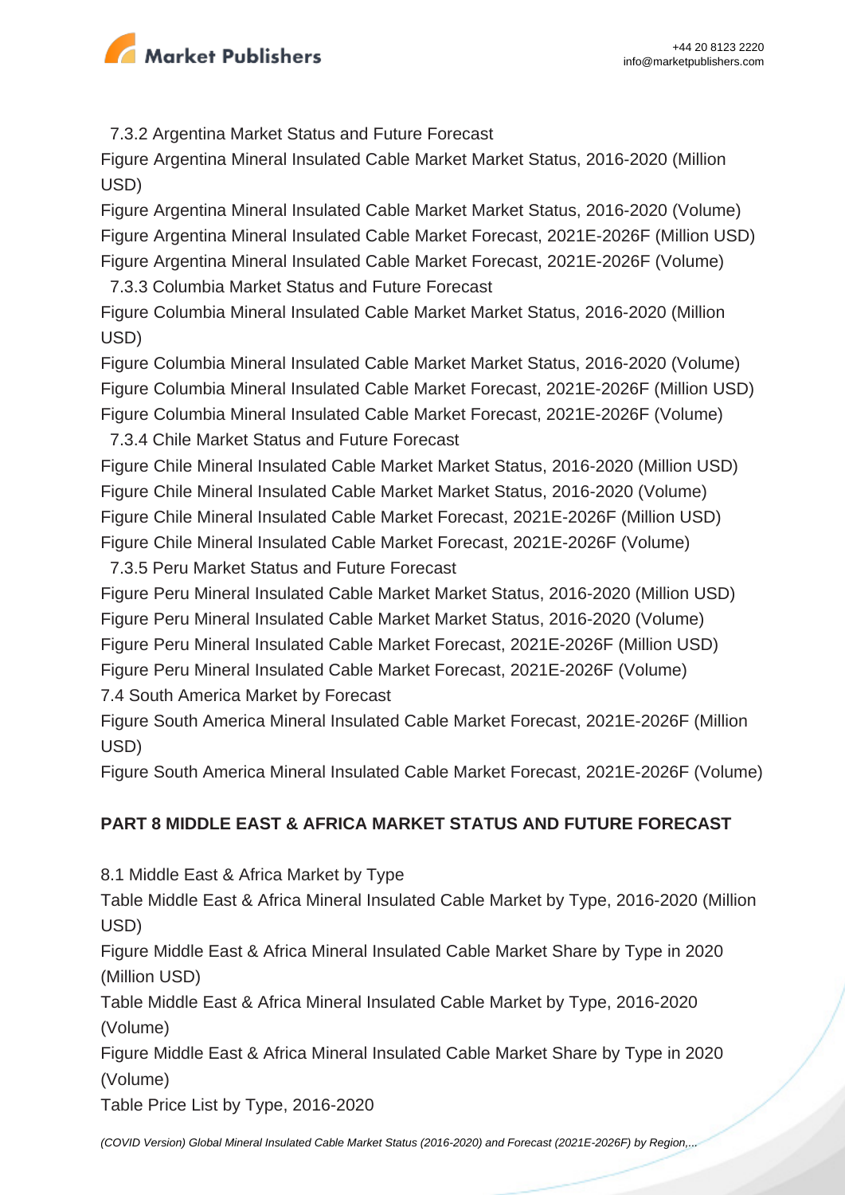7.3.2 Argentina Market Status and Future Forecast

Figure Argentina Mineral Insulated Cable Market Market Status, 2016-2020 (Million USD)

Figure Argentina Mineral Insulated Cable Market Market Status, 2016-2020 (Volume)

Figure Argentina Mineral Insulated Cable Market Forecast, 2021E-2026F (Million USD)

Figure Argentina Mineral Insulated Cable Market Forecast, 2021E-2026F (Volume)

7.3.3 Columbia Market Status and Future Forecast

Figure Columbia Mineral Insulated Cable Market Market Status, 2016-2020 (Million USD)

Figure Columbia Mineral Insulated Cable Market Market Status, 2016-2020 (Volume)

Figure Columbia Mineral Insulated Cable Market Forecast, 2021E-2026F (Million USD)

Figure Columbia Mineral Insulated Cable Market Forecast, 2021E-2026F (Volume)

7.3.4 Chile Market Status and Future Forecast

Figure Chile Mineral Insulated Cable Market Market Status, 2016-2020 (Million USD)

Figure Chile Mineral Insulated Cable Market Market Status, 2016-2020 (Volume)

Figure Chile Mineral Insulated Cable Market Forecast, 2021E-2026F (Million USD)

Figure Chile Mineral Insulated Cable Market Forecast, 2021E-2026F (Volume)

7.3.5 Peru Market Status and Future Forecast

Figure Peru Mineral Insulated Cable Market Market Status, 2016-2020 (Million USD)

Figure Peru Mineral Insulated Cable Market Market Status, 2016-2020 (Volume)

Figure Peru Mineral Insulated Cable Market Forecast, 2021E-2026F (Million USD)

Figure Peru Mineral Insulated Cable Market Forecast, 2021E-2026F (Volume)

7.4 South America Market by Forecast

Figure South America Mineral Insulated Cable Market Forecast, 2021E-2026F (Million USD)

Figure South America Mineral Insulated Cable Market Forecast, 2021E-2026F (Volume)

**PART 8 MIDDLE EAST & AFRICA MARKET STATUS AND FUTURE FORECAST**

8.1 Middle East & Africa Market by Type

Table Middle East & Africa Mineral Insulated Cable Market by Type, 2016-2020 (Million USD)

Figure Middle East & Africa Mineral Insulated Cable Market Share by Type in 2020 (Million USD)

Table Middle East & Africa Mineral Insulated Cable Market by Type, 2016-2020 (Volume)

Figure Middle East & Africa Mineral Insulated Cable Market Share by Type in 2020 (Volume)

Table Price List by Type, 2016-2020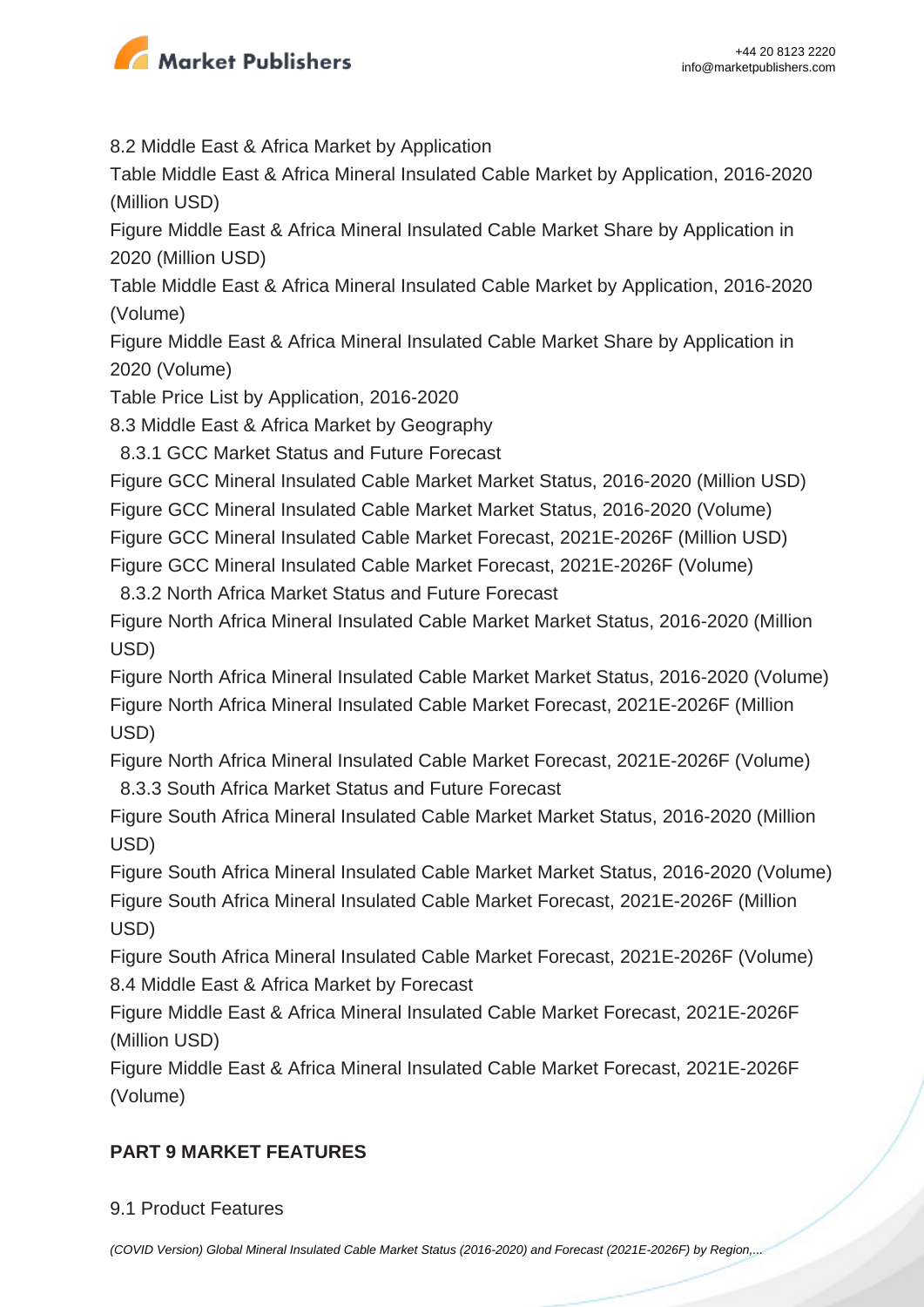8.2 Middle East & Africa Market by Application

Table Middle East & Africa Mineral Insulated Cable Market by Application, 2016-2020 (Million USD)

Figure Middle East & Africa Mineral Insulated Cable Market Share by Application in 2020 (Million USD)

Table Middle East & Africa Mineral Insulated Cable Market by Application, 2016-2020 (Volume)

Figure Middle East & Africa Mineral Insulated Cable Market Share by Application in 2020 (Volume)

Table Price List by Application, 2016-2020

8.3 Middle East & Africa Market by Geography

8.3.1 GCC Market Status and Future Forecast

Figure GCC Mineral Insulated Cable Market Market Status, 2016-2020 (Million USD)

Figure GCC Mineral Insulated Cable Market Market Status, 2016-2020 (Volume)

Figure GCC Mineral Insulated Cable Market Forecast, 2021E-2026F (Million USD)

Figure GCC Mineral Insulated Cable Market Forecast, 2021E-2026F (Volume)

8.3.2 North Africa Market Status and Future Forecast

Figure North Africa Mineral Insulated Cable Market Market Status, 2016-2020 (Million USD)

Figure North Africa Mineral Insulated Cable Market Market Status, 2016-2020 (Volume)

Figure North Africa Mineral Insulated Cable Market Forecast, 2021E-2026F (Million USD)

Figure North Africa Mineral Insulated Cable Market Forecast, 2021E-2026F (Volume)

8.3.3 South Africa Market Status and Future Forecast

Figure South Africa Mineral Insulated Cable Market Market Status, 2016-2020 (Million USD)

Figure South Africa Mineral Insulated Cable Market Market Status, 2016-2020 (Volume)

Figure South Africa Mineral Insulated Cable Market Forecast, 2021E-2026F (Million USD)

Figure South Africa Mineral Insulated Cable Market Forecast, 2021E-2026F (Volume)

8.4 Middle East & Africa Market by Forecast

Figure Middle East & Africa Mineral Insulated Cable Market Forecast, 2021E-2026F (Million USD)

Figure Middle East & Africa Mineral Insulated Cable Market Forecast, 2021E-2026F (Volume)

**PART 9 MARKET FEATURES**

9.1 Product Features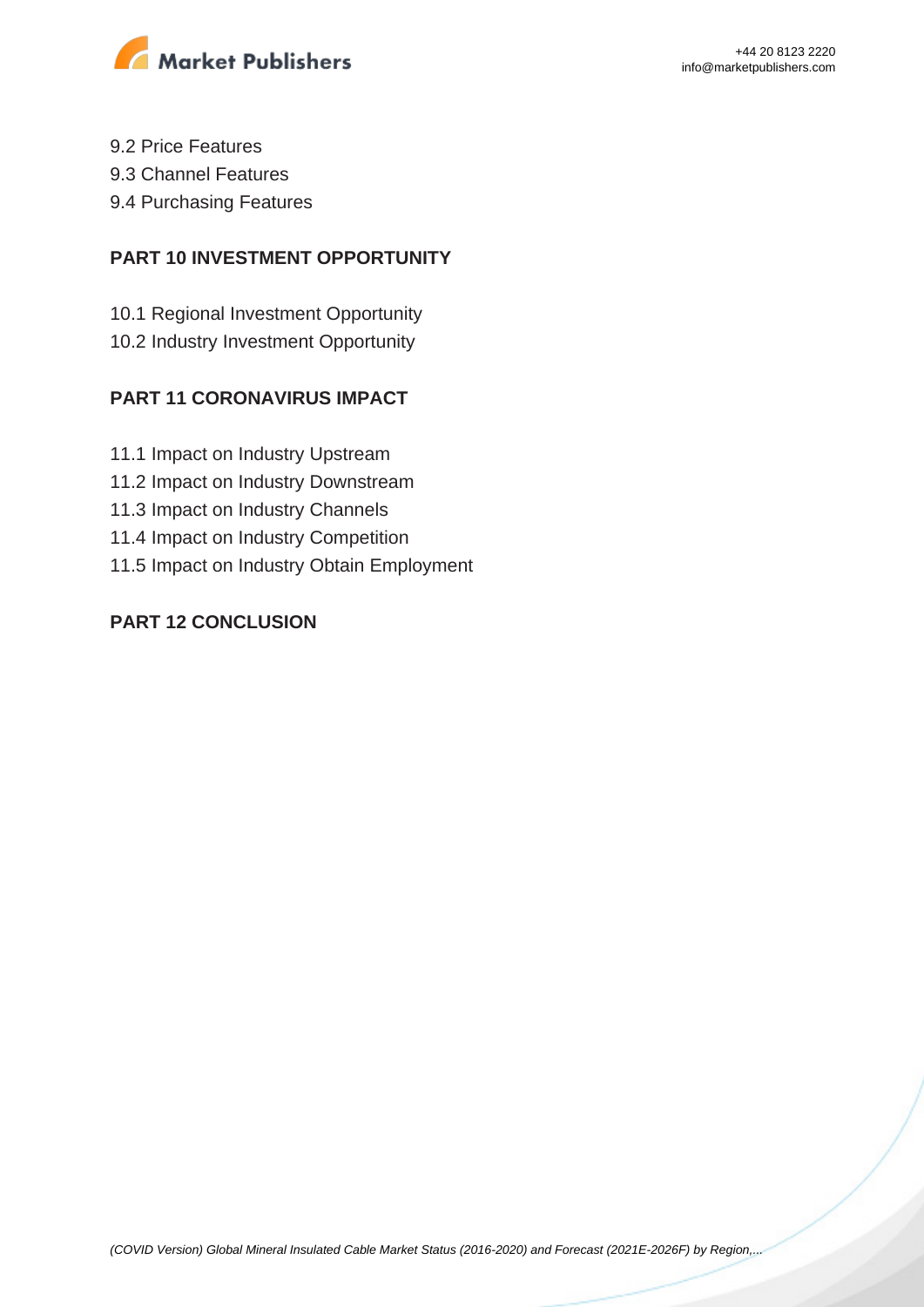9.2 Price Features
9.3 Channel Features
9.4 Purchasing Features

## PART 10 INVESTMENT OPPORTUNITY

10.1 Regional Investment Opportunity
10.2 Industry Investment Opportunity

## PART 11 CORONAVIRUS IMPACT

11.1 Impact on Industry Upstream
11.2 Impact on Industry Downstream
11.3 Impact on Industry Channels
11.4 Impact on Industry Competition
11.5 Impact on Industry Obtain Employment

## PART 12 CONCLUSION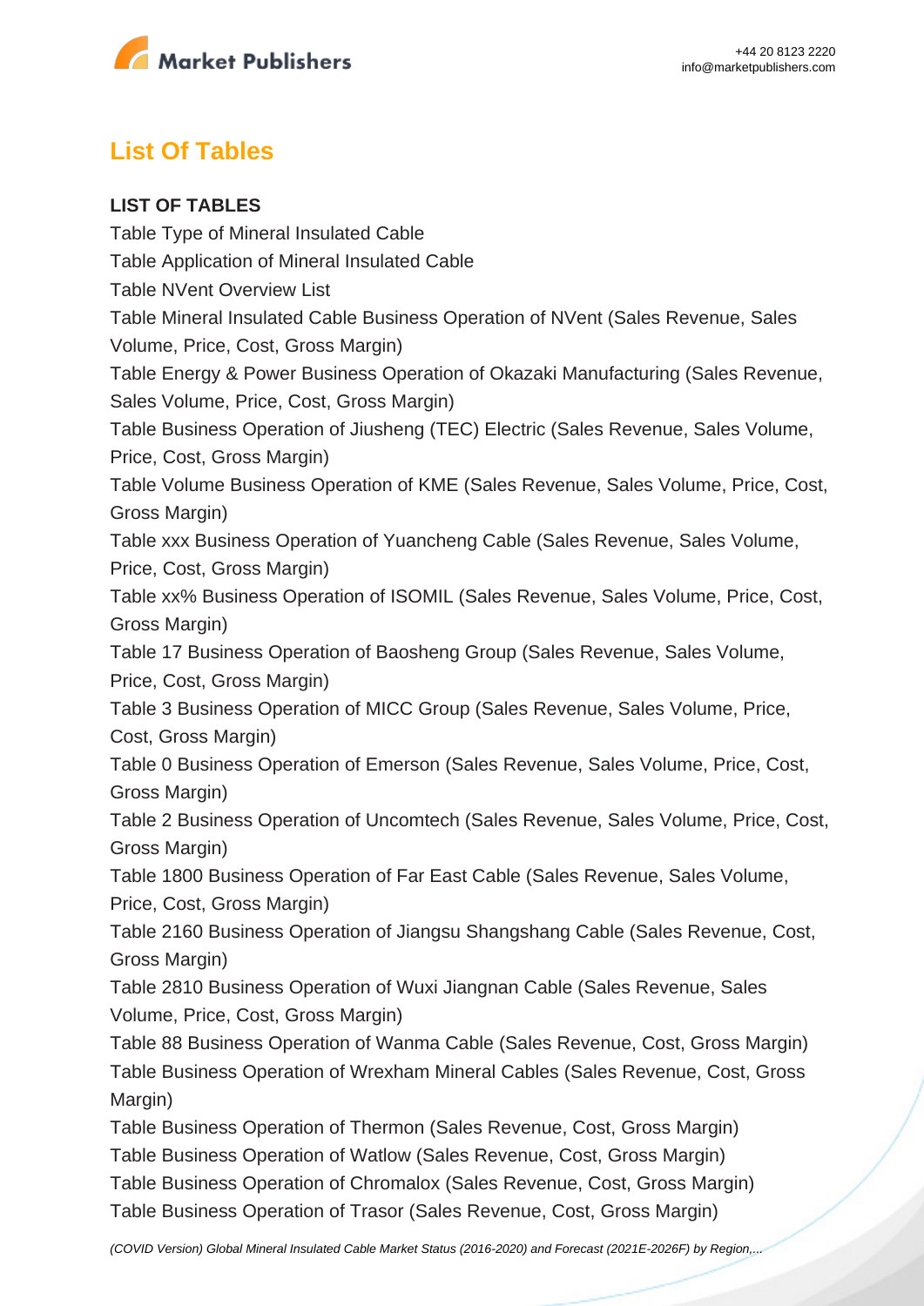## List Of Tables

**LIST OF TABLES**

Table Type of Mineral Insulated Cable
Table Application of Mineral Insulated Cable
Table NVent Overview List
Table Mineral Insulated Cable Business Operation of NVent (Sales Revenue, Sales Volume, Price, Cost, Gross Margin)
Table Energy & Power Business Operation of Okazaki Manufacturing (Sales Revenue, Sales Volume, Price, Cost, Gross Margin)
Table Business Operation of Jiusheng (TEC) Electric (Sales Revenue, Sales Volume, Price, Cost, Gross Margin)
Table Volume Business Operation of KME (Sales Revenue, Sales Volume, Price, Cost, Gross Margin)
Table xxx Business Operation of Yuancheng Cable (Sales Revenue, Sales Volume, Price, Cost, Gross Margin)
Table xx% Business Operation of ISOMIL (Sales Revenue, Sales Volume, Price, Cost, Gross Margin)
Table 17 Business Operation of Baosheng Group (Sales Revenue, Sales Volume, Price, Cost, Gross Margin)
Table 3 Business Operation of MICC Group (Sales Revenue, Sales Volume, Price, Cost, Gross Margin)
Table 0 Business Operation of Emerson (Sales Revenue, Sales Volume, Price, Cost, Gross Margin)
Table 2 Business Operation of Uncomtech (Sales Revenue, Sales Volume, Price, Cost, Gross Margin)
Table 1800 Business Operation of Far East Cable (Sales Revenue, Sales Volume, Price, Cost, Gross Margin)
Table 2160 Business Operation of Jiangsu Shangshang Cable (Sales Revenue, Cost, Gross Margin)
Table 2810 Business Operation of Wuxi Jiangnan Cable (Sales Revenue, Sales Volume, Price, Cost, Gross Margin)
Table 88 Business Operation of Wanma Cable (Sales Revenue, Cost, Gross Margin)
Table Business Operation of Wrexham Mineral Cables (Sales Revenue, Cost, Gross Margin)
Table Business Operation of Thermon (Sales Revenue, Cost, Gross Margin)
Table Business Operation of Watlow (Sales Revenue, Cost, Gross Margin)
Table Business Operation of Chromalox (Sales Revenue, Cost, Gross Margin)
Table Business Operation of Trasor (Sales Revenue, Cost, Gross Margin)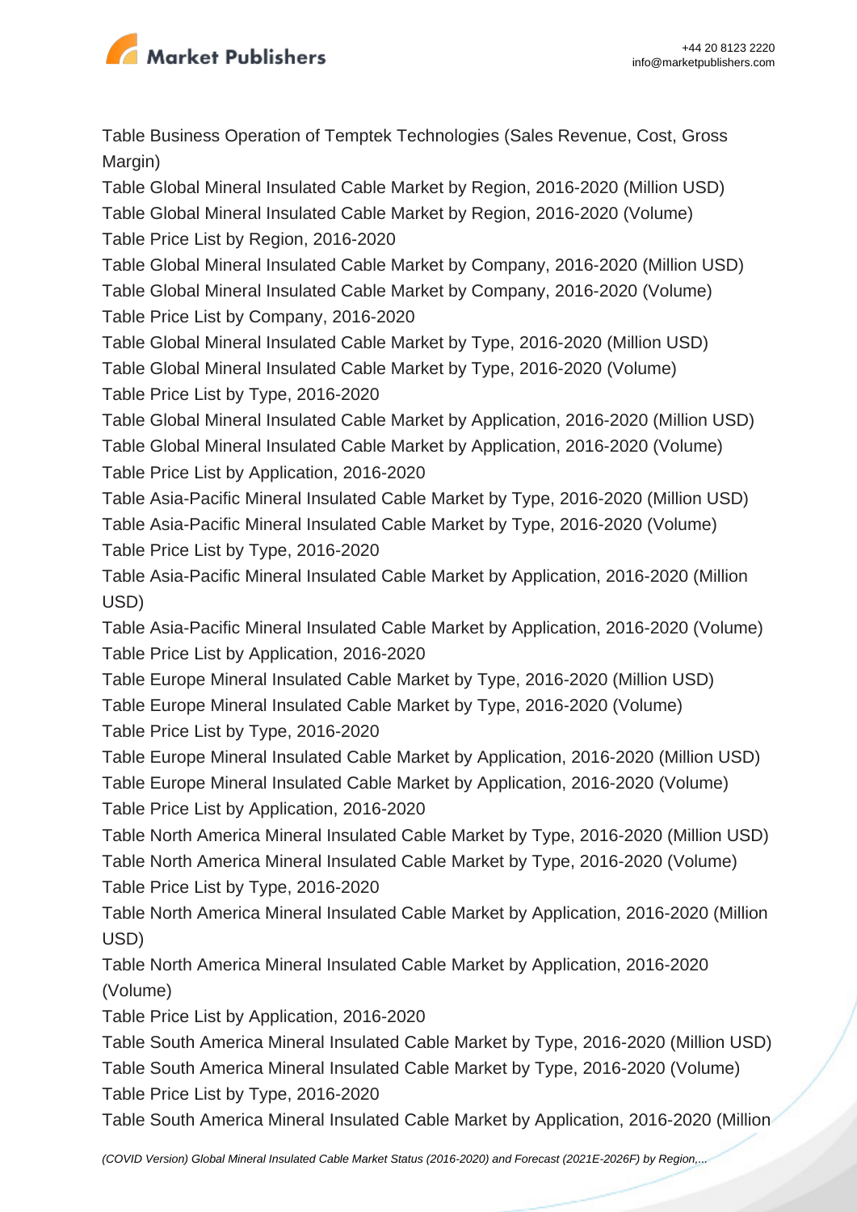Table Business Operation of Temptek Technologies (Sales Revenue, Cost, Gross Margin)
Table Global Mineral Insulated Cable Market by Region, 2016-2020 (Million USD)
Table Global Mineral Insulated Cable Market by Region, 2016-2020 (Volume)
Table Price List by Region, 2016-2020
Table Global Mineral Insulated Cable Market by Company, 2016-2020 (Million USD)
Table Global Mineral Insulated Cable Market by Company, 2016-2020 (Volume)
Table Price List by Company, 2016-2020
Table Global Mineral Insulated Cable Market by Type, 2016-2020 (Million USD)
Table Global Mineral Insulated Cable Market by Type, 2016-2020 (Volume)
Table Price List by Type, 2016-2020
Table Global Mineral Insulated Cable Market by Application, 2016-2020 (Million USD)
Table Global Mineral Insulated Cable Market by Application, 2016-2020 (Volume)
Table Price List by Application, 2016-2020
Table Asia-Pacific Mineral Insulated Cable Market by Type, 2016-2020 (Million USD)
Table Asia-Pacific Mineral Insulated Cable Market by Type, 2016-2020 (Volume)
Table Price List by Type, 2016-2020
Table Asia-Pacific Mineral Insulated Cable Market by Application, 2016-2020 (Million USD)
Table Asia-Pacific Mineral Insulated Cable Market by Application, 2016-2020 (Volume)
Table Price List by Application, 2016-2020
Table Europe Mineral Insulated Cable Market by Type, 2016-2020 (Million USD)
Table Europe Mineral Insulated Cable Market by Type, 2016-2020 (Volume)
Table Price List by Type, 2016-2020
Table Europe Mineral Insulated Cable Market by Application, 2016-2020 (Million USD)
Table Europe Mineral Insulated Cable Market by Application, 2016-2020 (Volume)
Table Price List by Application, 2016-2020
Table North America Mineral Insulated Cable Market by Type, 2016-2020 (Million USD)
Table North America Mineral Insulated Cable Market by Type, 2016-2020 (Volume)
Table Price List by Type, 2016-2020
Table North America Mineral Insulated Cable Market by Application, 2016-2020 (Million USD)
Table North America Mineral Insulated Cable Market by Application, 2016-2020 (Volume)
Table Price List by Application, 2016-2020
Table South America Mineral Insulated Cable Market by Type, 2016-2020 (Million USD)
Table South America Mineral Insulated Cable Market by Type, 2016-2020 (Volume)
Table Price List by Type, 2016-2020
Table South America Mineral Insulated Cable Market by Application, 2016-2020 (Million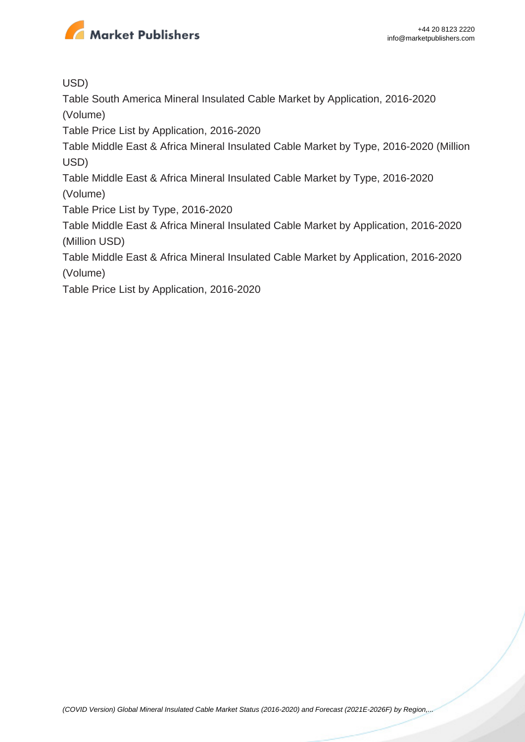USD)

Table South America Mineral Insulated Cable Market by Application, 2016-2020 (Volume)

Table Price List by Application, 2016-2020

Table Middle East & Africa Mineral Insulated Cable Market by Type, 2016-2020 (Million USD)

Table Middle East & Africa Mineral Insulated Cable Market by Type, 2016-2020 (Volume)

Table Price List by Type, 2016-2020

Table Middle East & Africa Mineral Insulated Cable Market by Application, 2016-2020 (Million USD)

Table Middle East & Africa Mineral Insulated Cable Market by Application, 2016-2020 (Volume)

Table Price List by Application, 2016-2020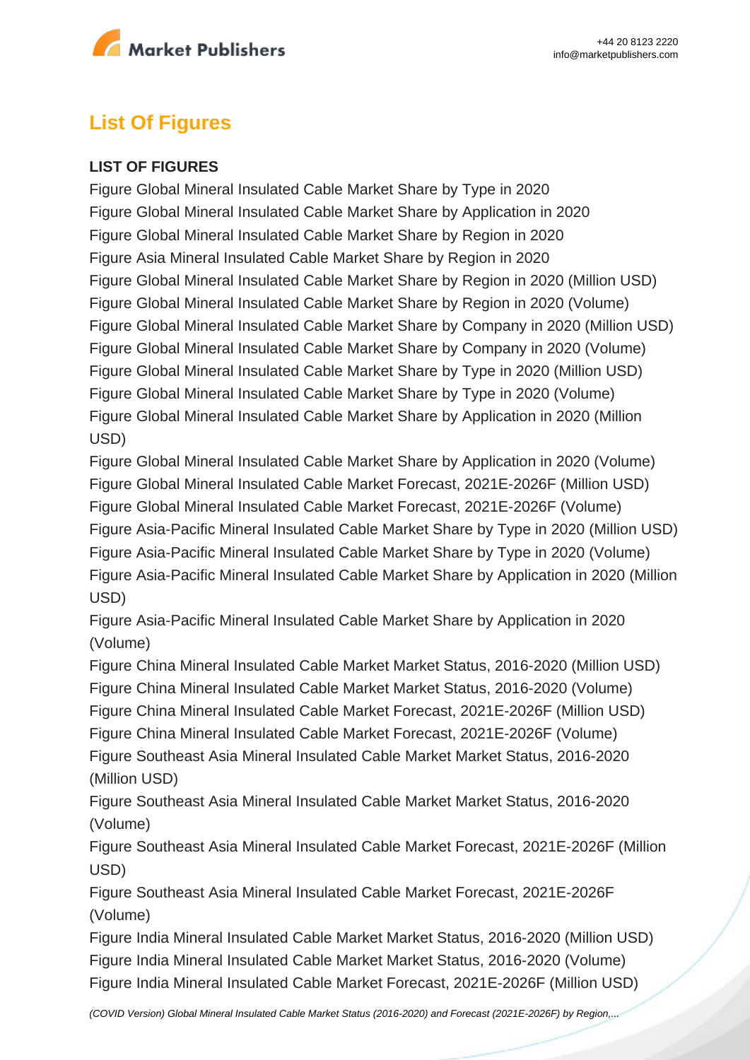## List Of Figures

**LIST OF FIGURES**

Figure Global Mineral Insulated Cable Market Share by Type in 2020
Figure Global Mineral Insulated Cable Market Share by Application in 2020
Figure Global Mineral Insulated Cable Market Share by Region in 2020
Figure Asia Mineral Insulated Cable Market Share by Region in 2020
Figure Global Mineral Insulated Cable Market Share by Region in 2020 (Million USD)
Figure Global Mineral Insulated Cable Market Share by Region in 2020 (Volume)
Figure Global Mineral Insulated Cable Market Share by Company in 2020 (Million USD)
Figure Global Mineral Insulated Cable Market Share by Company in 2020 (Volume)
Figure Global Mineral Insulated Cable Market Share by Type in 2020 (Million USD)
Figure Global Mineral Insulated Cable Market Share by Type in 2020 (Volume)
Figure Global Mineral Insulated Cable Market Share by Application in 2020 (Million USD)
Figure Global Mineral Insulated Cable Market Share by Application in 2020 (Volume)
Figure Global Mineral Insulated Cable Market Forecast, 2021E-2026F (Million USD)
Figure Global Mineral Insulated Cable Market Forecast, 2021E-2026F (Volume)
Figure Asia-Pacific Mineral Insulated Cable Market Share by Type in 2020 (Million USD)
Figure Asia-Pacific Mineral Insulated Cable Market Share by Type in 2020 (Volume)
Figure Asia-Pacific Mineral Insulated Cable Market Share by Application in 2020 (Million USD)
Figure Asia-Pacific Mineral Insulated Cable Market Share by Application in 2020 (Volume)
Figure China Mineral Insulated Cable Market Market Status, 2016-2020 (Million USD)
Figure China Mineral Insulated Cable Market Market Status, 2016-2020 (Volume)
Figure China Mineral Insulated Cable Market Forecast, 2021E-2026F (Million USD)
Figure China Mineral Insulated Cable Market Forecast, 2021E-2026F (Volume)
Figure Southeast Asia Mineral Insulated Cable Market Market Status, 2016-2020 (Million USD)
Figure Southeast Asia Mineral Insulated Cable Market Market Status, 2016-2020 (Volume)
Figure Southeast Asia Mineral Insulated Cable Market Forecast, 2021E-2026F (Million USD)
Figure Southeast Asia Mineral Insulated Cable Market Forecast, 2021E-2026F (Volume)
Figure India Mineral Insulated Cable Market Market Status, 2016-2020 (Million USD)
Figure India Mineral Insulated Cable Market Market Status, 2016-2020 (Volume)
Figure India Mineral Insulated Cable Market Forecast, 2021E-2026F (Million USD)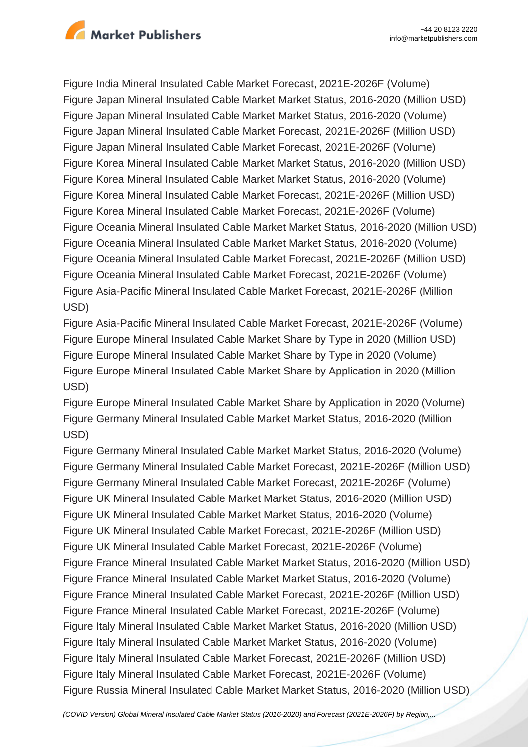Figure India Mineral Insulated Cable Market Forecast, 2021E-2026F (Volume)
Figure Japan Mineral Insulated Cable Market Market Status, 2016-2020 (Million USD)
Figure Japan Mineral Insulated Cable Market Market Status, 2016-2020 (Volume)
Figure Japan Mineral Insulated Cable Market Forecast, 2021E-2026F (Million USD)
Figure Japan Mineral Insulated Cable Market Forecast, 2021E-2026F (Volume)
Figure Korea Mineral Insulated Cable Market Market Status, 2016-2020 (Million USD)
Figure Korea Mineral Insulated Cable Market Market Status, 2016-2020 (Volume)
Figure Korea Mineral Insulated Cable Market Forecast, 2021E-2026F (Million USD)
Figure Korea Mineral Insulated Cable Market Forecast, 2021E-2026F (Volume)
Figure Oceania Mineral Insulated Cable Market Market Status, 2016-2020 (Million USD)
Figure Oceania Mineral Insulated Cable Market Market Status, 2016-2020 (Volume)
Figure Oceania Mineral Insulated Cable Market Forecast, 2021E-2026F (Million USD)
Figure Oceania Mineral Insulated Cable Market Forecast, 2021E-2026F (Volume)
Figure Asia-Pacific Mineral Insulated Cable Market Forecast, 2021E-2026F (Million USD)
Figure Asia-Pacific Mineral Insulated Cable Market Forecast, 2021E-2026F (Volume)
Figure Europe Mineral Insulated Cable Market Share by Type in 2020 (Million USD)
Figure Europe Mineral Insulated Cable Market Share by Type in 2020 (Volume)
Figure Europe Mineral Insulated Cable Market Share by Application in 2020 (Million USD)
Figure Europe Mineral Insulated Cable Market Share by Application in 2020 (Volume)
Figure Germany Mineral Insulated Cable Market Market Status, 2016-2020 (Million USD)
Figure Germany Mineral Insulated Cable Market Market Status, 2016-2020 (Volume)
Figure Germany Mineral Insulated Cable Market Forecast, 2021E-2026F (Million USD)
Figure Germany Mineral Insulated Cable Market Forecast, 2021E-2026F (Volume)
Figure UK Mineral Insulated Cable Market Market Status, 2016-2020 (Million USD)
Figure UK Mineral Insulated Cable Market Market Status, 2016-2020 (Volume)
Figure UK Mineral Insulated Cable Market Forecast, 2021E-2026F (Million USD)
Figure UK Mineral Insulated Cable Market Forecast, 2021E-2026F (Volume)
Figure France Mineral Insulated Cable Market Market Status, 2016-2020 (Million USD)
Figure France Mineral Insulated Cable Market Market Status, 2016-2020 (Volume)
Figure France Mineral Insulated Cable Market Forecast, 2021E-2026F (Million USD)
Figure France Mineral Insulated Cable Market Forecast, 2021E-2026F (Volume)
Figure Italy Mineral Insulated Cable Market Market Status, 2016-2020 (Million USD)
Figure Italy Mineral Insulated Cable Market Market Status, 2016-2020 (Volume)
Figure Italy Mineral Insulated Cable Market Forecast, 2021E-2026F (Million USD)
Figure Italy Mineral Insulated Cable Market Forecast, 2021E-2026F (Volume)
Figure Russia Mineral Insulated Cable Market Market Status, 2016-2020 (Million USD)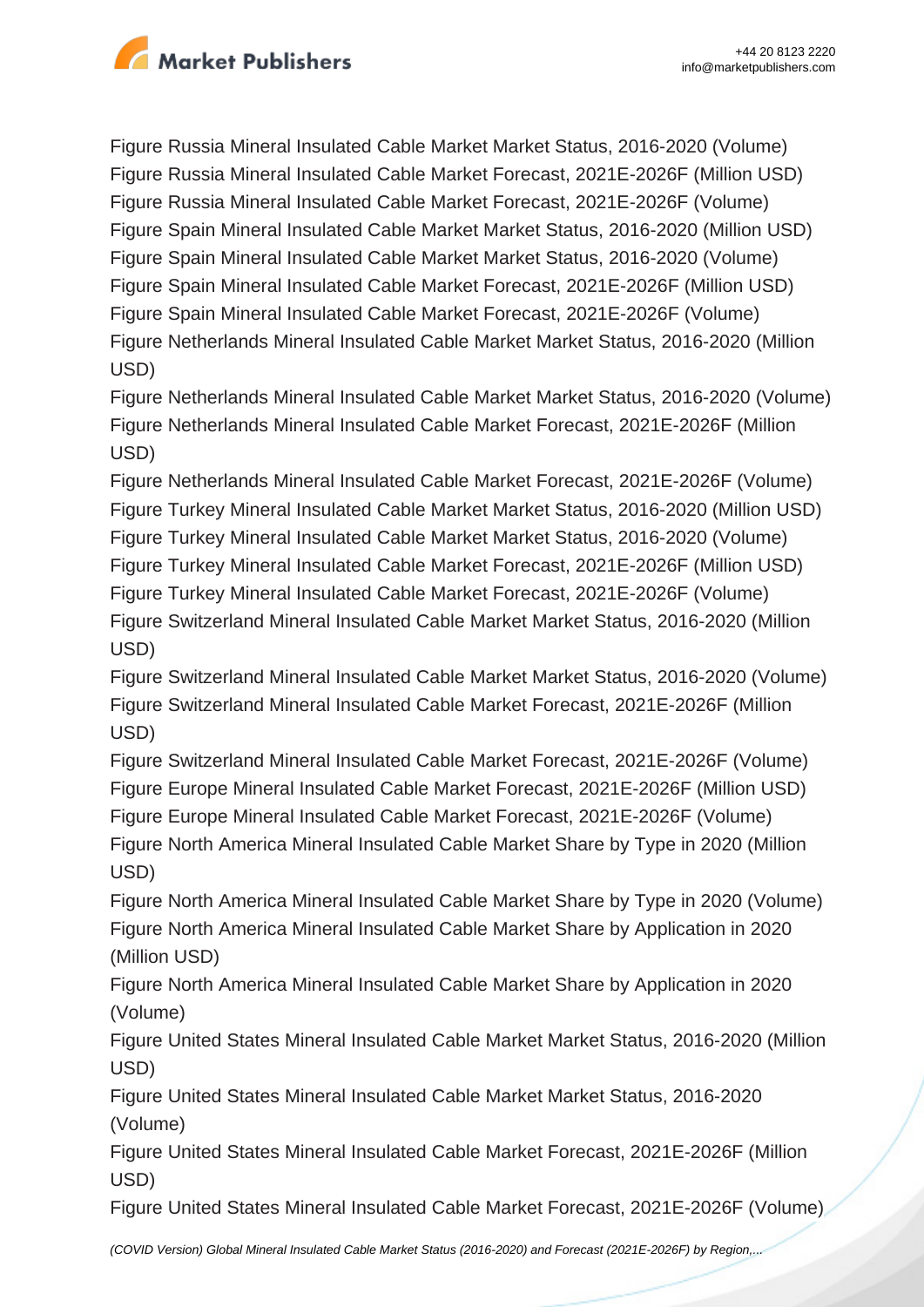Figure Russia Mineral Insulated Cable Market Market Status, 2016-2020 (Volume)
Figure Russia Mineral Insulated Cable Market Forecast, 2021E-2026F (Million USD)
Figure Russia Mineral Insulated Cable Market Forecast, 2021E-2026F (Volume)
Figure Spain Mineral Insulated Cable Market Market Status, 2016-2020 (Million USD)
Figure Spain Mineral Insulated Cable Market Market Status, 2016-2020 (Volume)
Figure Spain Mineral Insulated Cable Market Forecast, 2021E-2026F (Million USD)
Figure Spain Mineral Insulated Cable Market Forecast, 2021E-2026F (Volume)
Figure Netherlands Mineral Insulated Cable Market Market Status, 2016-2020 (Million USD)
Figure Netherlands Mineral Insulated Cable Market Market Status, 2016-2020 (Volume)
Figure Netherlands Mineral Insulated Cable Market Forecast, 2021E-2026F (Million USD)
Figure Netherlands Mineral Insulated Cable Market Forecast, 2021E-2026F (Volume)
Figure Turkey Mineral Insulated Cable Market Market Status, 2016-2020 (Million USD)
Figure Turkey Mineral Insulated Cable Market Market Status, 2016-2020 (Volume)
Figure Turkey Mineral Insulated Cable Market Forecast, 2021E-2026F (Million USD)
Figure Turkey Mineral Insulated Cable Market Forecast, 2021E-2026F (Volume)
Figure Switzerland Mineral Insulated Cable Market Market Status, 2016-2020 (Million USD)
Figure Switzerland Mineral Insulated Cable Market Market Status, 2016-2020 (Volume)
Figure Switzerland Mineral Insulated Cable Market Forecast, 2021E-2026F (Million USD)
Figure Switzerland Mineral Insulated Cable Market Forecast, 2021E-2026F (Volume)
Figure Europe Mineral Insulated Cable Market Forecast, 2021E-2026F (Million USD)
Figure Europe Mineral Insulated Cable Market Forecast, 2021E-2026F (Volume)
Figure North America Mineral Insulated Cable Market Share by Type in 2020 (Million USD)
Figure North America Mineral Insulated Cable Market Share by Type in 2020 (Volume)
Figure North America Mineral Insulated Cable Market Share by Application in 2020 (Million USD)
Figure North America Mineral Insulated Cable Market Share by Application in 2020 (Volume)
Figure United States Mineral Insulated Cable Market Market Status, 2016-2020 (Million USD)
Figure United States Mineral Insulated Cable Market Market Status, 2016-2020 (Volume)
Figure United States Mineral Insulated Cable Market Forecast, 2021E-2026F (Million USD)
Figure United States Mineral Insulated Cable Market Forecast, 2021E-2026F (Volume)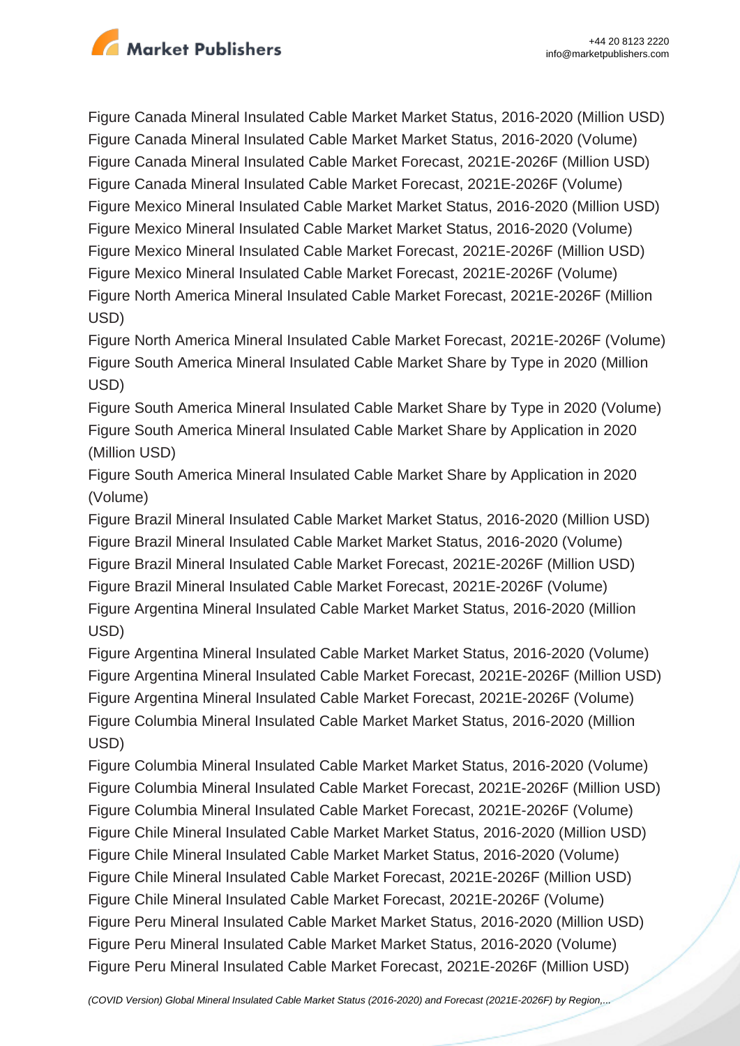Figure Canada Mineral Insulated Cable Market Market Status, 2016-2020 (Million USD)
Figure Canada Mineral Insulated Cable Market Market Status, 2016-2020 (Volume)
Figure Canada Mineral Insulated Cable Market Forecast, 2021E-2026F (Million USD)
Figure Canada Mineral Insulated Cable Market Forecast, 2021E-2026F (Volume)
Figure Mexico Mineral Insulated Cable Market Market Status, 2016-2020 (Million USD)
Figure Mexico Mineral Insulated Cable Market Market Status, 2016-2020 (Volume)
Figure Mexico Mineral Insulated Cable Market Forecast, 2021E-2026F (Million USD)
Figure Mexico Mineral Insulated Cable Market Forecast, 2021E-2026F (Volume)
Figure North America Mineral Insulated Cable Market Forecast, 2021E-2026F (Million USD)
Figure North America Mineral Insulated Cable Market Forecast, 2021E-2026F (Volume)
Figure South America Mineral Insulated Cable Market Share by Type in 2020 (Million USD)
Figure South America Mineral Insulated Cable Market Share by Type in 2020 (Volume)
Figure South America Mineral Insulated Cable Market Share by Application in 2020 (Million USD)
Figure South America Mineral Insulated Cable Market Share by Application in 2020 (Volume)
Figure Brazil Mineral Insulated Cable Market Market Status, 2016-2020 (Million USD)
Figure Brazil Mineral Insulated Cable Market Market Status, 2016-2020 (Volume)
Figure Brazil Mineral Insulated Cable Market Forecast, 2021E-2026F (Million USD)
Figure Brazil Mineral Insulated Cable Market Forecast, 2021E-2026F (Volume)
Figure Argentina Mineral Insulated Cable Market Market Status, 2016-2020 (Million USD)
Figure Argentina Mineral Insulated Cable Market Market Status, 2016-2020 (Volume)
Figure Argentina Mineral Insulated Cable Market Forecast, 2021E-2026F (Million USD)
Figure Argentina Mineral Insulated Cable Market Forecast, 2021E-2026F (Volume)
Figure Columbia Mineral Insulated Cable Market Market Status, 2016-2020 (Million USD)
Figure Columbia Mineral Insulated Cable Market Market Status, 2016-2020 (Volume)
Figure Columbia Mineral Insulated Cable Market Forecast, 2021E-2026F (Million USD)
Figure Columbia Mineral Insulated Cable Market Forecast, 2021E-2026F (Volume)
Figure Chile Mineral Insulated Cable Market Market Status, 2016-2020 (Million USD)
Figure Chile Mineral Insulated Cable Market Market Status, 2016-2020 (Volume)
Figure Chile Mineral Insulated Cable Market Forecast, 2021E-2026F (Million USD)
Figure Chile Mineral Insulated Cable Market Forecast, 2021E-2026F (Volume)
Figure Peru Mineral Insulated Cable Market Market Status, 2016-2020 (Million USD)
Figure Peru Mineral Insulated Cable Market Market Status, 2016-2020 (Volume)
Figure Peru Mineral Insulated Cable Market Forecast, 2021E-2026F (Million USD)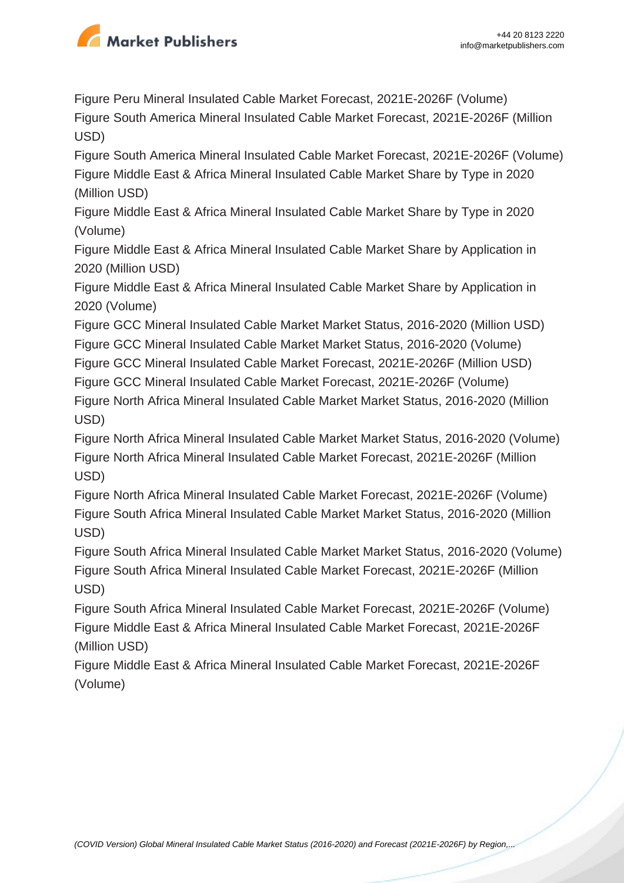Figure Peru Mineral Insulated Cable Market Forecast, 2021E-2026F (Volume)
Figure South America Mineral Insulated Cable Market Forecast, 2021E-2026F (Million USD)
Figure South America Mineral Insulated Cable Market Forecast, 2021E-2026F (Volume)
Figure Middle East & Africa Mineral Insulated Cable Market Share by Type in 2020 (Million USD)
Figure Middle East & Africa Mineral Insulated Cable Market Share by Type in 2020 (Volume)
Figure Middle East & Africa Mineral Insulated Cable Market Share by Application in 2020 (Million USD)
Figure Middle East & Africa Mineral Insulated Cable Market Share by Application in 2020 (Volume)
Figure GCC Mineral Insulated Cable Market Market Status, 2016-2020 (Million USD)
Figure GCC Mineral Insulated Cable Market Market Status, 2016-2020 (Volume)
Figure GCC Mineral Insulated Cable Market Forecast, 2021E-2026F (Million USD)
Figure GCC Mineral Insulated Cable Market Forecast, 2021E-2026F (Volume)
Figure North Africa Mineral Insulated Cable Market Market Status, 2016-2020 (Million USD)
Figure North Africa Mineral Insulated Cable Market Market Status, 2016-2020 (Volume)
Figure North Africa Mineral Insulated Cable Market Forecast, 2021E-2026F (Million USD)
Figure North Africa Mineral Insulated Cable Market Forecast, 2021E-2026F (Volume)
Figure South Africa Mineral Insulated Cable Market Market Status, 2016-2020 (Million USD)
Figure South Africa Mineral Insulated Cable Market Market Status, 2016-2020 (Volume)
Figure South Africa Mineral Insulated Cable Market Forecast, 2021E-2026F (Million USD)
Figure South Africa Mineral Insulated Cable Market Forecast, 2021E-2026F (Volume)
Figure Middle East & Africa Mineral Insulated Cable Market Forecast, 2021E-2026F (Million USD)
Figure Middle East & Africa Mineral Insulated Cable Market Forecast, 2021E-2026F (Volume)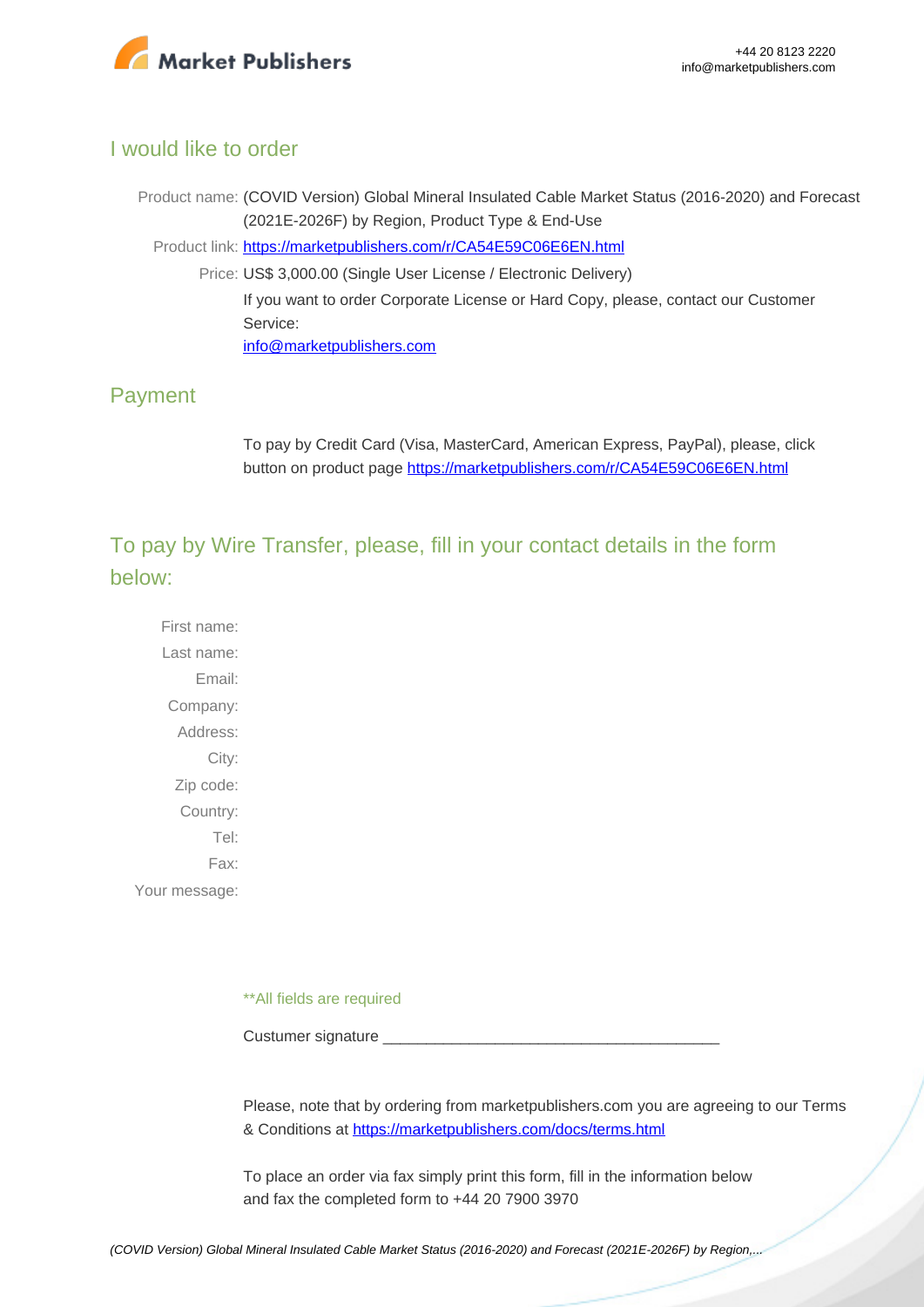## I would like to order

Product name: (COVID Version) Global Mineral Insulated Cable Market Status (2016-2020) and Forecast (2021E-2026F) by Region, Product Type & End-Use

Product link: https://marketpublishers.com/r/CA54E59C06E6EN.html

Price: US$ 3,000.00 (Single User License / Electronic Delivery)

If you want to order Corporate License or Hard Copy, please, contact our Customer Service:

info@marketpublishers.com

## Payment

To pay by Credit Card (Visa, MasterCard, American Express, PayPal), please, click button on product page https://marketpublishers.com/r/CA54E59C06E6EN.html

## To pay by Wire Transfer, please, fill in your contact details in the form below:

First name:

Last name:

Email:

Company:

Address:

City:

Zip code:

Country:

Tel:

Fax:

Your message:

**All fields are required

Custumer signature _______________________________________

Please, note that by ordering from marketpublishers.com you are agreeing to our Terms & Conditions at https://marketpublishers.com/docs/terms.html

To place an order via fax simply print this form, fill in the information below and fax the completed form to +44 20 7900 3970